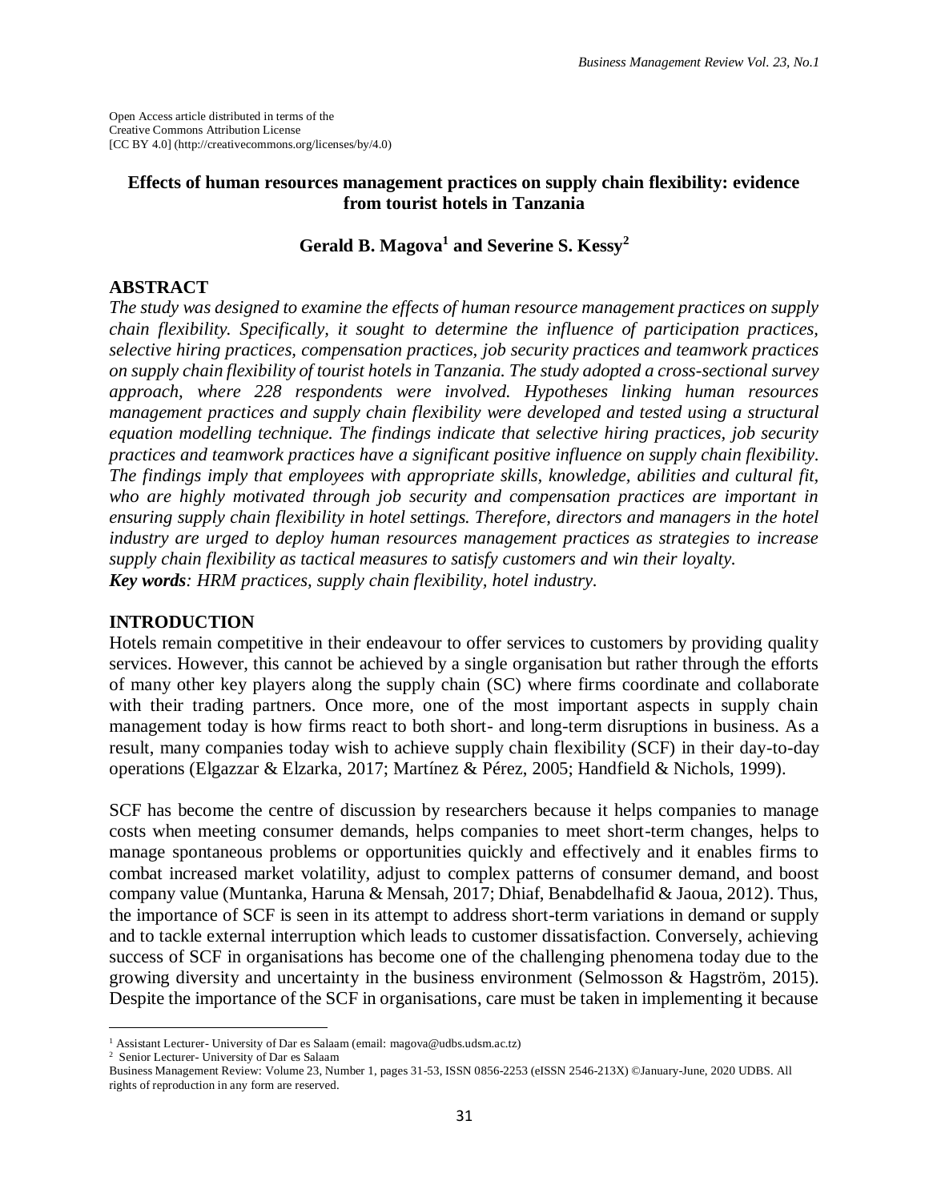Open Access article distributed in terms of the
Creative Commons Attribution License
[CC BY 4.0] (http://creativecommons.org/licenses/by/4.0)

# Effects of human resources management practices on supply chain flexibility: evidence from tourist hotels in Tanzania

**Gerald B. Magova[1] and Severine S. Kessy[2]**

## ABSTRACT

*The study was designed to examine the effects of human resource management practices on supply chain flexibility. Specifically, it sought to determine the influence of participation practices, selective hiring practices, compensation practices, job security practices and teamwork practices on supply chain flexibility of tourist hotels in Tanzania. The study adopted a cross-sectional survey approach, where 228 respondents were involved. Hypotheses linking human resources management practices and supply chain flexibility were developed and tested using a structural equation modelling technique. The findings indicate that selective hiring practices, job security practices and teamwork practices have a significant positive influence on supply chain flexibility. The findings imply that employees with appropriate skills, knowledge, abilities and cultural fit, who are highly motivated through job security and compensation practices are important in ensuring supply chain flexibility in hotel settings. Therefore, directors and managers in the hotel industry are urged to deploy human resources management practices as strategies to increase supply chain flexibility as tactical measures to satisfy customers and win their loyalty.*

***Key words**: HRM practices, supply chain flexibility, hotel industry.*

## INTRODUCTION

Hotels remain competitive in their endeavour to offer services to customers by providing quality services. However, this cannot be achieved by a single organisation but rather through the efforts of many other key players along the supply chain (SC) where firms coordinate and collaborate with their trading partners. Once more, one of the most important aspects in supply chain management today is how firms react to both short- and long-term disruptions in business. As a result, many companies today wish to achieve supply chain flexibility (SCF) in their day-to-day operations (Elgazzar & Elzarka, 2017; Martínez & Pérez, 2005; Handfield & Nichols, 1999).

SCF has become the centre of discussion by researchers because it helps companies to manage costs when meeting consumer demands, helps companies to meet short-term changes, helps to manage spontaneous problems or opportunities quickly and effectively and it enables firms to combat increased market volatility, adjust to complex patterns of consumer demand, and boost company value (Muntanka, Haruna & Mensah, 2017; Dhiaf, Benabdelhafid & Jaoua, 2012). Thus, the importance of SCF is seen in its attempt to address short-term variations in demand or supply and to tackle external interruption which leads to customer dissatisfaction. Conversely, achieving success of SCF in organisations has become one of the challenging phenomena today due to the growing diversity and uncertainty in the business environment (Selmosson & Hagström, 2015). Despite the importance of the SCF in organisations, care must be taken in implementing it because

---

[1] Assistant Lecturer- University of Dar es Salaam (email: magova@udbs.udsm.ac.tz)

[2] Senior Lecturer- University of Dar es Salaam

Business Management Review: Volume 23, Number 1, pages 31-53, ISSN 0856-2253 (eISSN 2546-213X) ©January-June, 2020 UDBS. All rights of reproduction in any form are reserved.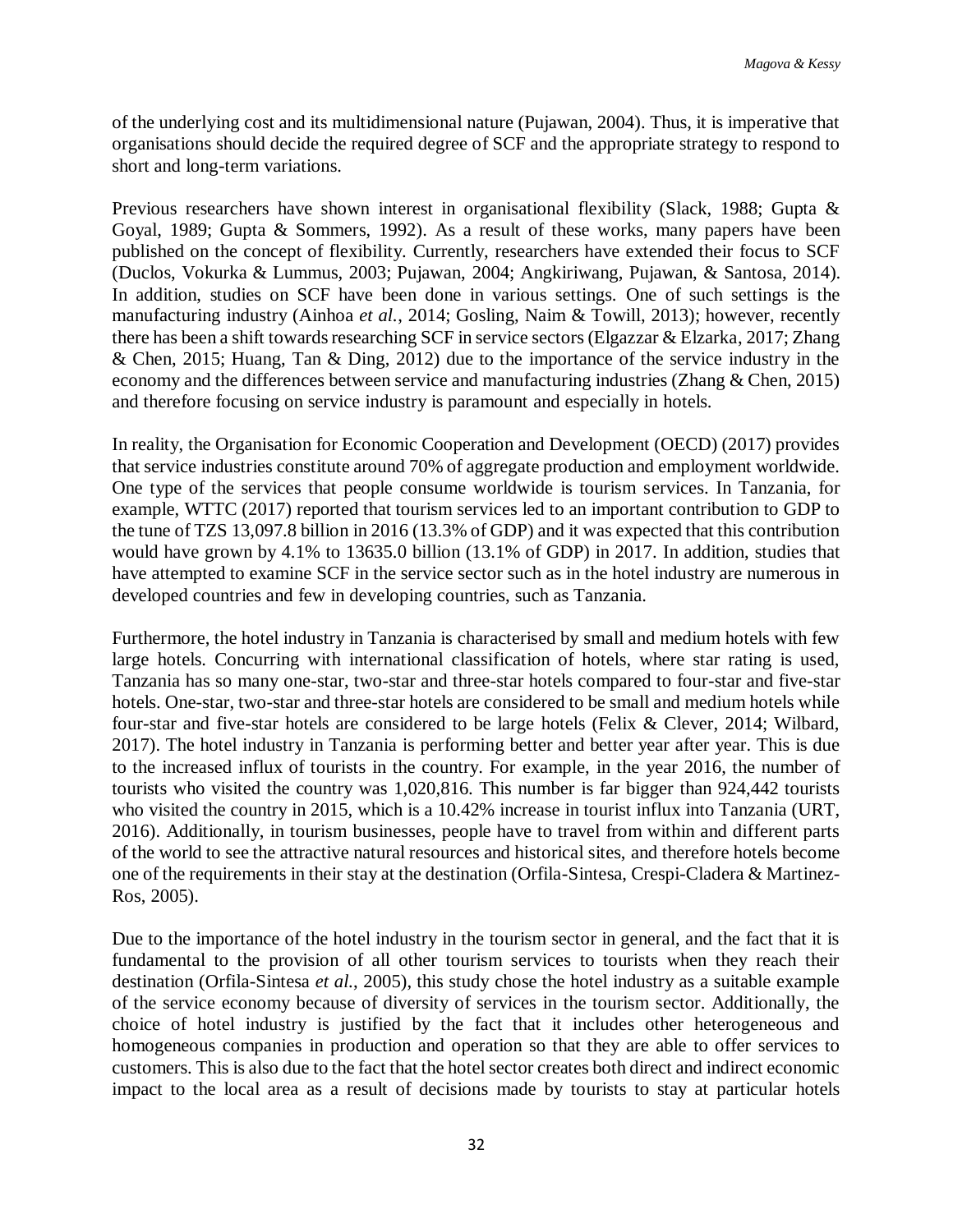of the underlying cost and its multidimensional nature (Pujawan, 2004). Thus, it is imperative that organisations should decide the required degree of SCF and the appropriate strategy to respond to short and long-term variations.

Previous researchers have shown interest in organisational flexibility (Slack, 1988; Gupta & Goyal, 1989; Gupta & Sommers, 1992). As a result of these works, many papers have been published on the concept of flexibility. Currently, researchers have extended their focus to SCF (Duclos, Vokurka & Lummus, 2003; Pujawan, 2004; Angkiriwang, Pujawan, & Santosa, 2014). In addition, studies on SCF have been done in various settings. One of such settings is the manufacturing industry (Ainhoa *et al.*, 2014; Gosling, Naim & Towill, 2013); however, recently there has been a shift towards researching SCF in service sectors (Elgazzar & Elzarka, 2017; Zhang & Chen, 2015; Huang, Tan & Ding, 2012) due to the importance of the service industry in the economy and the differences between service and manufacturing industries (Zhang & Chen, 2015) and therefore focusing on service industry is paramount and especially in hotels.

In reality, the Organisation for Economic Cooperation and Development (OECD) (2017) provides that service industries constitute around 70% of aggregate production and employment worldwide. One type of the services that people consume worldwide is tourism services. In Tanzania, for example, WTTC (2017) reported that tourism services led to an important contribution to GDP to the tune of TZS 13,097.8 billion in 2016 (13.3% of GDP) and it was expected that this contribution would have grown by 4.1% to 13635.0 billion (13.1% of GDP) in 2017. In addition, studies that have attempted to examine SCF in the service sector such as in the hotel industry are numerous in developed countries and few in developing countries, such as Tanzania.

Furthermore, the hotel industry in Tanzania is characterised by small and medium hotels with few large hotels. Concurring with international classification of hotels, where star rating is used, Tanzania has so many one-star, two-star and three-star hotels compared to four-star and five-star hotels. One-star, two-star and three-star hotels are considered to be small and medium hotels while four-star and five-star hotels are considered to be large hotels (Felix & Clever, 2014; Wilbard, 2017). The hotel industry in Tanzania is performing better and better year after year. This is due to the increased influx of tourists in the country. For example, in the year 2016, the number of tourists who visited the country was 1,020,816. This number is far bigger than 924,442 tourists who visited the country in 2015, which is a 10.42% increase in tourist influx into Tanzania (URT, 2016). Additionally, in tourism businesses, people have to travel from within and different parts of the world to see the attractive natural resources and historical sites, and therefore hotels become one of the requirements in their stay at the destination (Orfila-Sintesa, Crespi-Cladera & Martinez-Ros, 2005).

Due to the importance of the hotel industry in the tourism sector in general, and the fact that it is fundamental to the provision of all other tourism services to tourists when they reach their destination (Orfila-Sintesa *et al.*, 2005), this study chose the hotel industry as a suitable example of the service economy because of diversity of services in the tourism sector. Additionally, the choice of hotel industry is justified by the fact that it includes other heterogeneous and homogeneous companies in production and operation so that they are able to offer services to customers. This is also due to the fact that the hotel sector creates both direct and indirect economic impact to the local area as a result of decisions made by tourists to stay at particular hotels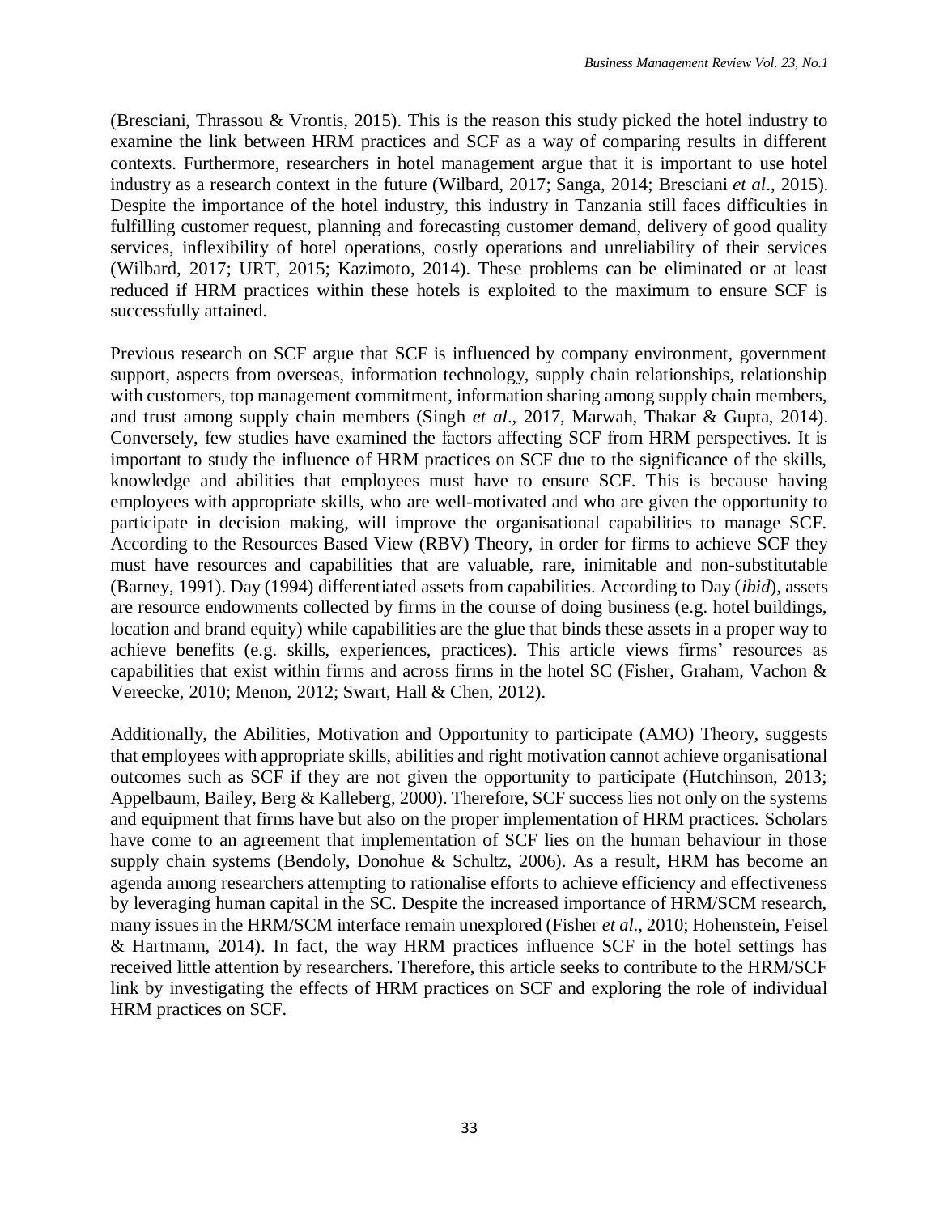(Bresciani, Thrassou & Vrontis, 2015). This is the reason this study picked the hotel industry to examine the link between HRM practices and SCF as a way of comparing results in different contexts. Furthermore, researchers in hotel management argue that it is important to use hotel industry as a research context in the future (Wilbard, 2017; Sanga, 2014; Bresciani *et al*., 2015). Despite the importance of the hotel industry, this industry in Tanzania still faces difficulties in fulfilling customer request, planning and forecasting customer demand, delivery of good quality services, inflexibility of hotel operations, costly operations and unreliability of their services (Wilbard, 2017; URT, 2015; Kazimoto, 2014). These problems can be eliminated or at least reduced if HRM practices within these hotels is exploited to the maximum to ensure SCF is successfully attained.

Previous research on SCF argue that SCF is influenced by company environment, government support, aspects from overseas, information technology, supply chain relationships, relationship with customers, top management commitment, information sharing among supply chain members, and trust among supply chain members (Singh *et al*., 2017, Marwah, Thakar & Gupta, 2014). Conversely, few studies have examined the factors affecting SCF from HRM perspectives. It is important to study the influence of HRM practices on SCF due to the significance of the skills, knowledge and abilities that employees must have to ensure SCF. This is because having employees with appropriate skills, who are well-motivated and who are given the opportunity to participate in decision making, will improve the organisational capabilities to manage SCF. According to the Resources Based View (RBV) Theory, in order for firms to achieve SCF they must have resources and capabilities that are valuable, rare, inimitable and non-substitutable (Barney, 1991). Day (1994) differentiated assets from capabilities. According to Day (*ibid*), assets are resource endowments collected by firms in the course of doing business (e.g. hotel buildings, location and brand equity) while capabilities are the glue that binds these assets in a proper way to achieve benefits (e.g. skills, experiences, practices). This article views firms' resources as capabilities that exist within firms and across firms in the hotel SC (Fisher, Graham, Vachon & Vereecke, 2010; Menon, 2012; Swart, Hall & Chen, 2012).

Additionally, the Abilities, Motivation and Opportunity to participate (AMO) Theory, suggests that employees with appropriate skills, abilities and right motivation cannot achieve organisational outcomes such as SCF if they are not given the opportunity to participate (Hutchinson, 2013; Appelbaum, Bailey, Berg & Kalleberg, 2000). Therefore, SCF success lies not only on the systems and equipment that firms have but also on the proper implementation of HRM practices. Scholars have come to an agreement that implementation of SCF lies on the human behaviour in those supply chain systems (Bendoly, Donohue & Schultz, 2006). As a result, HRM has become an agenda among researchers attempting to rationalise efforts to achieve efficiency and effectiveness by leveraging human capital in the SC. Despite the increased importance of HRM/SCM research, many issues in the HRM/SCM interface remain unexplored (Fisher *et al*., 2010; Hohenstein, Feisel & Hartmann, 2014). In fact, the way HRM practices influence SCF in the hotel settings has received little attention by researchers. Therefore, this article seeks to contribute to the HRM/SCF link by investigating the effects of HRM practices on SCF and exploring the role of individual HRM practices on SCF.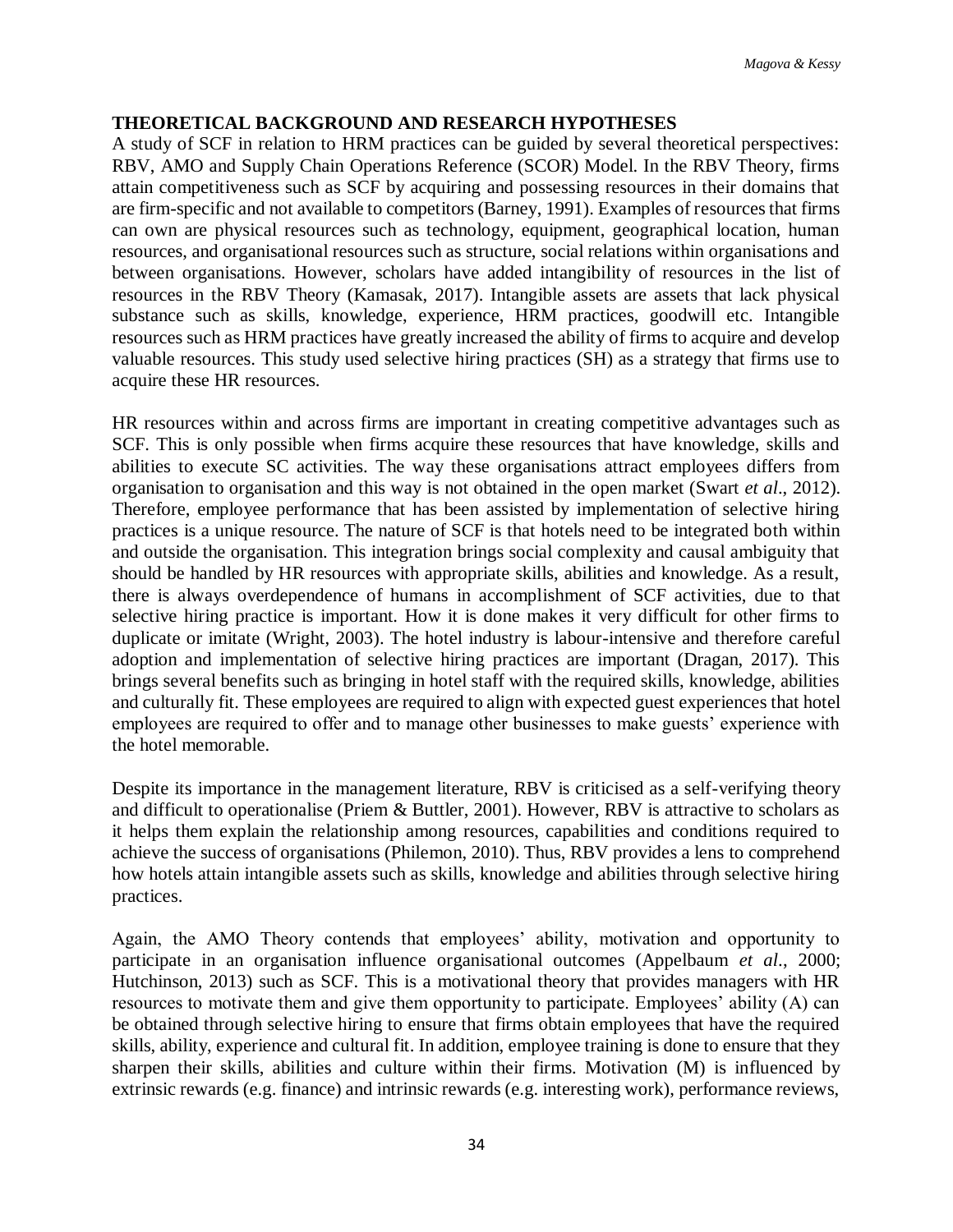## THEORETICAL BACKGROUND AND RESEARCH HYPOTHESES

A study of SCF in relation to HRM practices can be guided by several theoretical perspectives: RBV, AMO and Supply Chain Operations Reference (SCOR) Model. In the RBV Theory, firms attain competitiveness such as SCF by acquiring and possessing resources in their domains that are firm-specific and not available to competitors (Barney, 1991). Examples of resources that firms can own are physical resources such as technology, equipment, geographical location, human resources, and organisational resources such as structure, social relations within organisations and between organisations. However, scholars have added intangibility of resources in the list of resources in the RBV Theory (Kamasak, 2017). Intangible assets are assets that lack physical substance such as skills, knowledge, experience, HRM practices, goodwill etc. Intangible resources such as HRM practices have greatly increased the ability of firms to acquire and develop valuable resources. This study used selective hiring practices (SH) as a strategy that firms use to acquire these HR resources.

HR resources within and across firms are important in creating competitive advantages such as SCF. This is only possible when firms acquire these resources that have knowledge, skills and abilities to execute SC activities. The way these organisations attract employees differs from organisation to organisation and this way is not obtained in the open market (Swart *et al*., 2012). Therefore, employee performance that has been assisted by implementation of selective hiring practices is a unique resource. The nature of SCF is that hotels need to be integrated both within and outside the organisation. This integration brings social complexity and causal ambiguity that should be handled by HR resources with appropriate skills, abilities and knowledge. As a result, there is always overdependence of humans in accomplishment of SCF activities, due to that selective hiring practice is important. How it is done makes it very difficult for other firms to duplicate or imitate (Wright, 2003). The hotel industry is labour-intensive and therefore careful adoption and implementation of selective hiring practices are important (Dragan, 2017). This brings several benefits such as bringing in hotel staff with the required skills, knowledge, abilities and culturally fit. These employees are required to align with expected guest experiences that hotel employees are required to offer and to manage other businesses to make guests' experience with the hotel memorable.

Despite its importance in the management literature, RBV is criticised as a self-verifying theory and difficult to operationalise (Priem & Buttler, 2001). However, RBV is attractive to scholars as it helps them explain the relationship among resources, capabilities and conditions required to achieve the success of organisations (Philemon, 2010). Thus, RBV provides a lens to comprehend how hotels attain intangible assets such as skills, knowledge and abilities through selective hiring practices.

Again, the AMO Theory contends that employees' ability, motivation and opportunity to participate in an organisation influence organisational outcomes (Appelbaum *et al*., 2000; Hutchinson, 2013) such as SCF. This is a motivational theory that provides managers with HR resources to motivate them and give them opportunity to participate. Employees' ability (A) can be obtained through selective hiring to ensure that firms obtain employees that have the required skills, ability, experience and cultural fit. In addition, employee training is done to ensure that they sharpen their skills, abilities and culture within their firms. Motivation (M) is influenced by extrinsic rewards (e.g. finance) and intrinsic rewards (e.g. interesting work), performance reviews,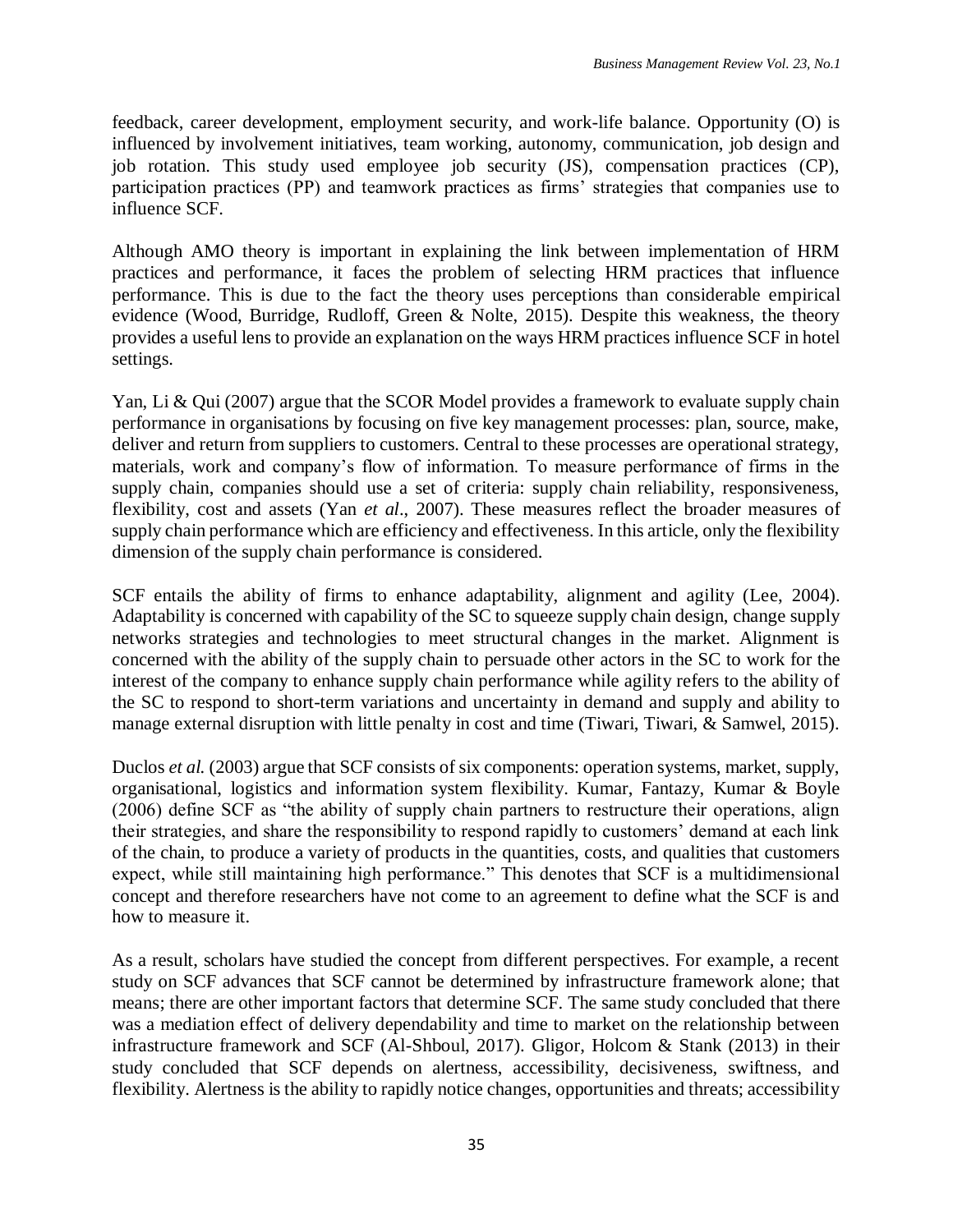feedback, career development, employment security, and work-life balance. Opportunity (O) is influenced by involvement initiatives, team working, autonomy, communication, job design and job rotation. This study used employee job security (JS), compensation practices (CP), participation practices (PP) and teamwork practices as firms' strategies that companies use to influence SCF.

Although AMO theory is important in explaining the link between implementation of HRM practices and performance, it faces the problem of selecting HRM practices that influence performance. This is due to the fact the theory uses perceptions than considerable empirical evidence (Wood, Burridge, Rudloff, Green & Nolte, 2015). Despite this weakness, the theory provides a useful lens to provide an explanation on the ways HRM practices influence SCF in hotel settings.

Yan, Li & Qui (2007) argue that the SCOR Model provides a framework to evaluate supply chain performance in organisations by focusing on five key management processes: plan, source, make, deliver and return from suppliers to customers. Central to these processes are operational strategy, materials, work and company's flow of information. To measure performance of firms in the supply chain, companies should use a set of criteria: supply chain reliability, responsiveness, flexibility, cost and assets (Yan *et al*., 2007). These measures reflect the broader measures of supply chain performance which are efficiency and effectiveness. In this article, only the flexibility dimension of the supply chain performance is considered.

SCF entails the ability of firms to enhance adaptability, alignment and agility (Lee, 2004). Adaptability is concerned with capability of the SC to squeeze supply chain design, change supply networks strategies and technologies to meet structural changes in the market. Alignment is concerned with the ability of the supply chain to persuade other actors in the SC to work for the interest of the company to enhance supply chain performance while agility refers to the ability of the SC to respond to short-term variations and uncertainty in demand and supply and ability to manage external disruption with little penalty in cost and time (Tiwari, Tiwari, & Samwel, 2015).

Duclos *et al.* (2003) argue that SCF consists of six components: operation systems, market, supply, organisational, logistics and information system flexibility. Kumar, Fantazy, Kumar & Boyle (2006) define SCF as "the ability of supply chain partners to restructure their operations, align their strategies, and share the responsibility to respond rapidly to customers' demand at each link of the chain, to produce a variety of products in the quantities, costs, and qualities that customers expect, while still maintaining high performance." This denotes that SCF is a multidimensional concept and therefore researchers have not come to an agreement to define what the SCF is and how to measure it.

As a result, scholars have studied the concept from different perspectives. For example, a recent study on SCF advances that SCF cannot be determined by infrastructure framework alone; that means; there are other important factors that determine SCF. The same study concluded that there was a mediation effect of delivery dependability and time to market on the relationship between infrastructure framework and SCF (Al-Shboul, 2017). Gligor, Holcom & Stank (2013) in their study concluded that SCF depends on alertness, accessibility, decisiveness, swiftness, and flexibility. Alertness is the ability to rapidly notice changes, opportunities and threats; accessibility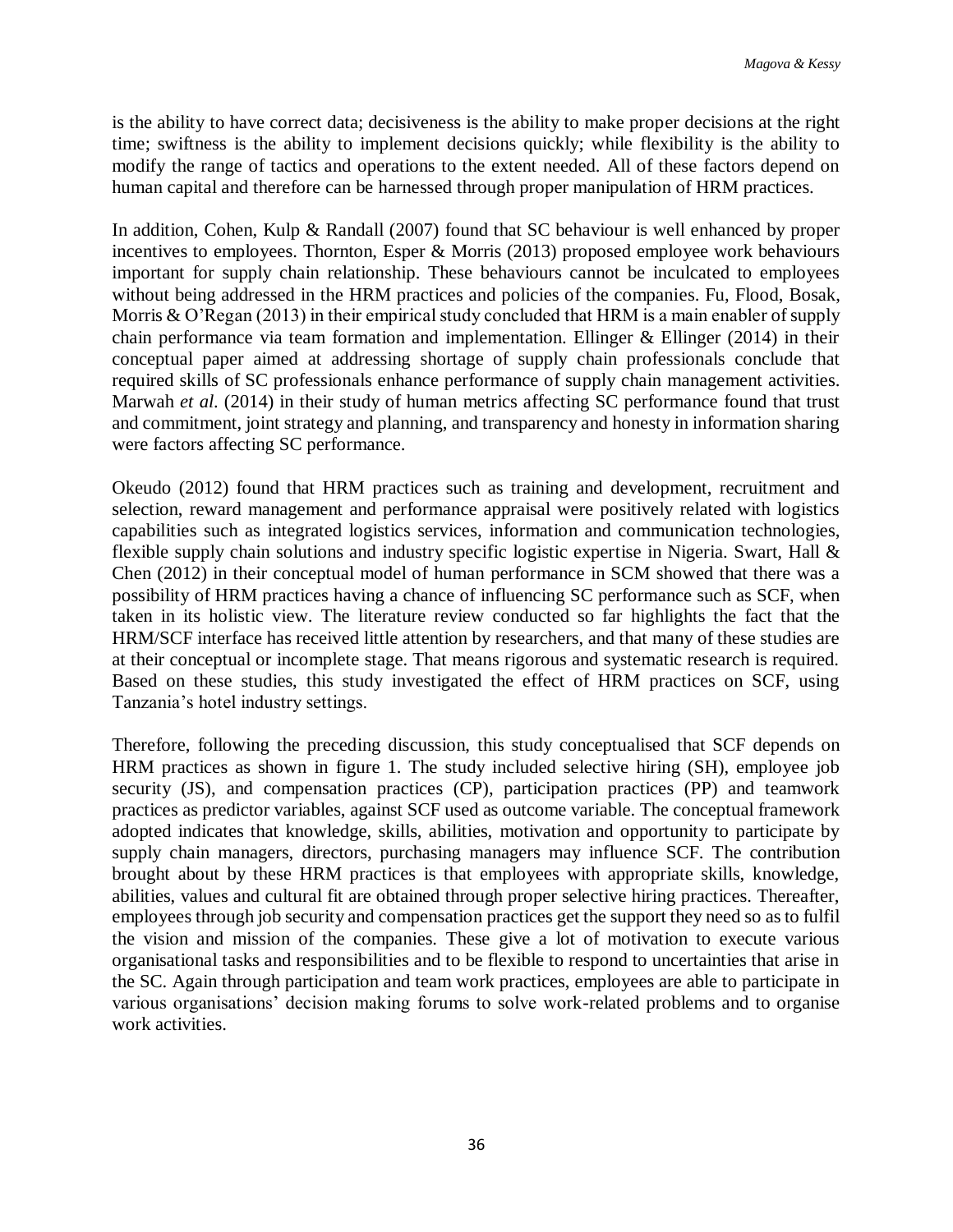is the ability to have correct data; decisiveness is the ability to make proper decisions at the right time; swiftness is the ability to implement decisions quickly; while flexibility is the ability to modify the range of tactics and operations to the extent needed. All of these factors depend on human capital and therefore can be harnessed through proper manipulation of HRM practices.

In addition, Cohen, Kulp & Randall (2007) found that SC behaviour is well enhanced by proper incentives to employees. Thornton, Esper & Morris (2013) proposed employee work behaviours important for supply chain relationship. These behaviours cannot be inculcated to employees without being addressed in the HRM practices and policies of the companies. Fu, Flood, Bosak, Morris & O'Regan (2013) in their empirical study concluded that HRM is a main enabler of supply chain performance via team formation and implementation. Ellinger & Ellinger (2014) in their conceptual paper aimed at addressing shortage of supply chain professionals conclude that required skills of SC professionals enhance performance of supply chain management activities. Marwah *et al.* (2014) in their study of human metrics affecting SC performance found that trust and commitment, joint strategy and planning, and transparency and honesty in information sharing were factors affecting SC performance.

Okeudo (2012) found that HRM practices such as training and development, recruitment and selection, reward management and performance appraisal were positively related with logistics capabilities such as integrated logistics services, information and communication technologies, flexible supply chain solutions and industry specific logistic expertise in Nigeria. Swart, Hall & Chen (2012) in their conceptual model of human performance in SCM showed that there was a possibility of HRM practices having a chance of influencing SC performance such as SCF, when taken in its holistic view. The literature review conducted so far highlights the fact that the HRM/SCF interface has received little attention by researchers, and that many of these studies are at their conceptual or incomplete stage. That means rigorous and systematic research is required. Based on these studies, this study investigated the effect of HRM practices on SCF, using Tanzania's hotel industry settings.

Therefore, following the preceding discussion, this study conceptualised that SCF depends on HRM practices as shown in figure 1. The study included selective hiring (SH), employee job security (JS), and compensation practices (CP), participation practices (PP) and teamwork practices as predictor variables, against SCF used as outcome variable. The conceptual framework adopted indicates that knowledge, skills, abilities, motivation and opportunity to participate by supply chain managers, directors, purchasing managers may influence SCF. The contribution brought about by these HRM practices is that employees with appropriate skills, knowledge, abilities, values and cultural fit are obtained through proper selective hiring practices. Thereafter, employees through job security and compensation practices get the support they need so as to fulfil the vision and mission of the companies. These give a lot of motivation to execute various organisational tasks and responsibilities and to be flexible to respond to uncertainties that arise in the SC. Again through participation and team work practices, employees are able to participate in various organisations' decision making forums to solve work-related problems and to organise work activities.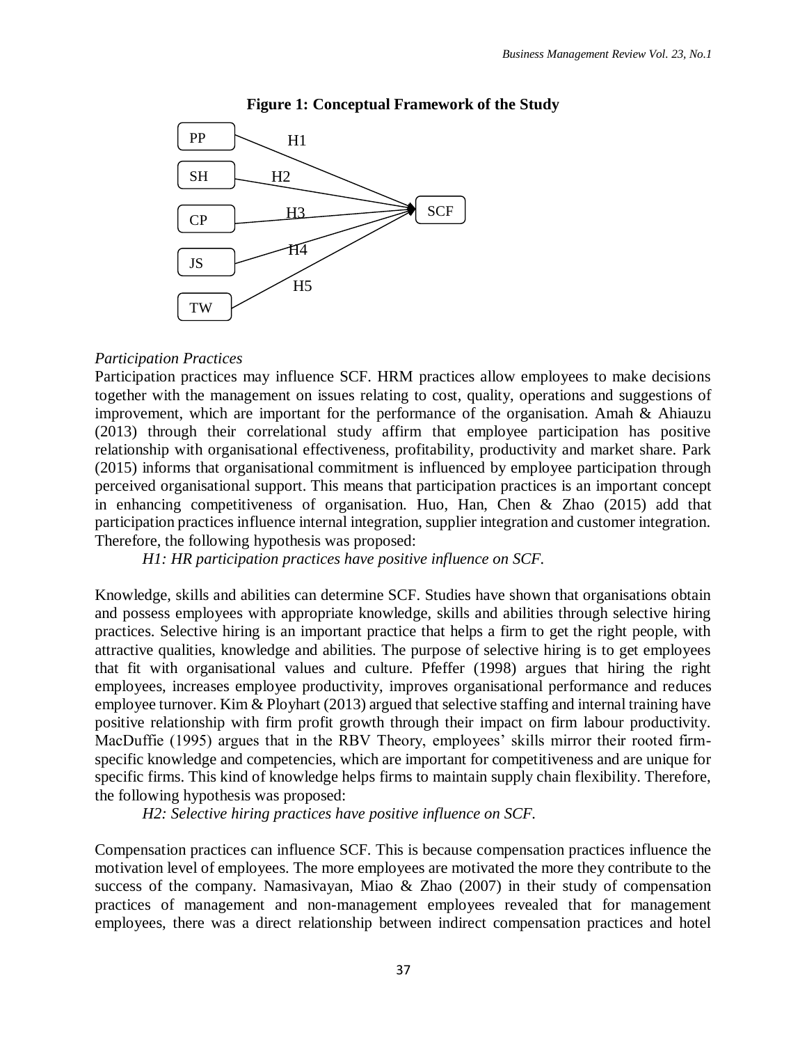**Figure 1: Conceptual Framework of the Study**

PP → (H1) → SCF
SH → (H2) → SCF
CP → (H3) → SCF
JS → (H4) → SCF
TW → (H5) → SCF

*Participation Practices*

Participation practices may influence SCF. HRM practices allow employees to make decisions together with the management on issues relating to cost, quality, operations and suggestions of improvement, which are important for the performance of the organisation. Amah & Ahiauzu (2013) through their correlational study affirm that employee participation has positive relationship with organisational effectiveness, profitability, productivity and market share. Park (2015) informs that organisational commitment is influenced by employee participation through perceived organisational support. This means that participation practices is an important concept in enhancing competitiveness of organisation. Huo, Han, Chen & Zhao (2015) add that participation practices influence internal integration, supplier integration and customer integration. Therefore, the following hypothesis was proposed:

*H1: HR participation practices have positive influence on SCF.*

Knowledge, skills and abilities can determine SCF. Studies have shown that organisations obtain and possess employees with appropriate knowledge, skills and abilities through selective hiring practices. Selective hiring is an important practice that helps a firm to get the right people, with attractive qualities, knowledge and abilities. The purpose of selective hiring is to get employees that fit with organisational values and culture. Pfeffer (1998) argues that hiring the right employees, increases employee productivity, improves organisational performance and reduces employee turnover. Kim & Ployhart (2013) argued that selective staffing and internal training have positive relationship with firm profit growth through their impact on firm labour productivity. MacDuffie (1995) argues that in the RBV Theory, employees' skills mirror their rooted firm-specific knowledge and competencies, which are important for competitiveness and are unique for specific firms. This kind of knowledge helps firms to maintain supply chain flexibility. Therefore, the following hypothesis was proposed:

*H2: Selective hiring practices have positive influence on SCF.*

Compensation practices can influence SCF. This is because compensation practices influence the motivation level of employees. The more employees are motivated the more they contribute to the success of the company. Namasivayan, Miao & Zhao (2007) in their study of compensation practices of management and non-management employees revealed that for management employees, there was a direct relationship between indirect compensation practices and hotel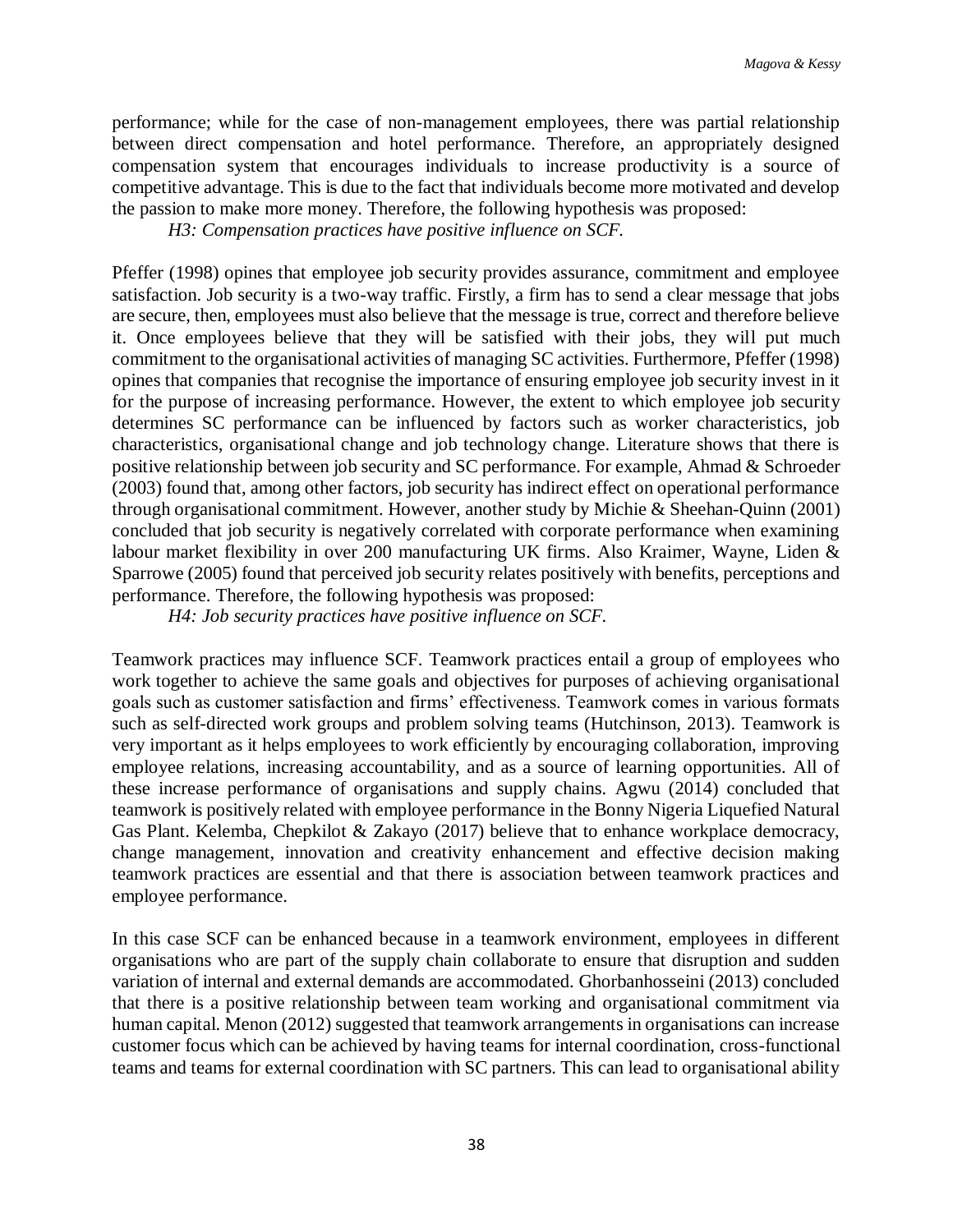performance; while for the case of non-management employees, there was partial relationship between direct compensation and hotel performance. Therefore, an appropriately designed compensation system that encourages individuals to increase productivity is a source of competitive advantage. This is due to the fact that individuals become more motivated and develop the passion to make more money. Therefore, the following hypothesis was proposed:

*H3: Compensation practices have positive influence on SCF.*

Pfeffer (1998) opines that employee job security provides assurance, commitment and employee satisfaction. Job security is a two-way traffic. Firstly, a firm has to send a clear message that jobs are secure, then, employees must also believe that the message is true, correct and therefore believe it. Once employees believe that they will be satisfied with their jobs, they will put much commitment to the organisational activities of managing SC activities. Furthermore, Pfeffer (1998) opines that companies that recognise the importance of ensuring employee job security invest in it for the purpose of increasing performance. However, the extent to which employee job security determines SC performance can be influenced by factors such as worker characteristics, job characteristics, organisational change and job technology change. Literature shows that there is positive relationship between job security and SC performance. For example, Ahmad & Schroeder (2003) found that, among other factors, job security has indirect effect on operational performance through organisational commitment. However, another study by Michie & Sheehan-Quinn (2001) concluded that job security is negatively correlated with corporate performance when examining labour market flexibility in over 200 manufacturing UK firms. Also Kraimer, Wayne, Liden & Sparrowe (2005) found that perceived job security relates positively with benefits, perceptions and performance. Therefore, the following hypothesis was proposed:

*H4: Job security practices have positive influence on SCF.*

Teamwork practices may influence SCF. Teamwork practices entail a group of employees who work together to achieve the same goals and objectives for purposes of achieving organisational goals such as customer satisfaction and firms' effectiveness. Teamwork comes in various formats such as self-directed work groups and problem solving teams (Hutchinson, 2013). Teamwork is very important as it helps employees to work efficiently by encouraging collaboration, improving employee relations, increasing accountability, and as a source of learning opportunities. All of these increase performance of organisations and supply chains. Agwu (2014) concluded that teamwork is positively related with employee performance in the Bonny Nigeria Liquefied Natural Gas Plant. Kelemba, Chepkilot & Zakayo (2017) believe that to enhance workplace democracy, change management, innovation and creativity enhancement and effective decision making teamwork practices are essential and that there is association between teamwork practices and employee performance.

In this case SCF can be enhanced because in a teamwork environment, employees in different organisations who are part of the supply chain collaborate to ensure that disruption and sudden variation of internal and external demands are accommodated. Ghorbanhosseini (2013) concluded that there is a positive relationship between team working and organisational commitment via human capital. Menon (2012) suggested that teamwork arrangements in organisations can increase customer focus which can be achieved by having teams for internal coordination, cross-functional teams and teams for external coordination with SC partners. This can lead to organisational ability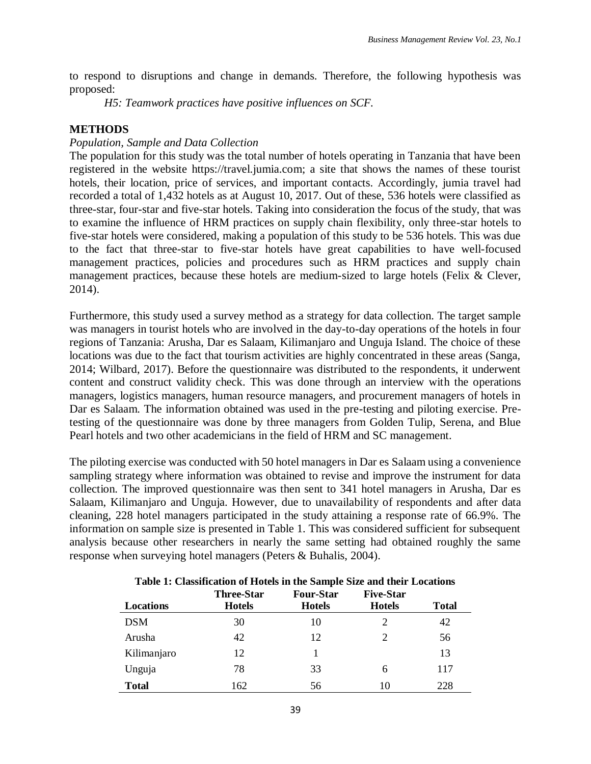to respond to disruptions and change in demands. Therefore, the following hypothesis was proposed:

*H5: Teamwork practices have positive influences on SCF.*

## METHODS

*Population, Sample and Data Collection*

The population for this study was the total number of hotels operating in Tanzania that have been registered in the website https://travel.jumia.com; a site that shows the names of these tourist hotels, their location, price of services, and important contacts. Accordingly, jumia travel had recorded a total of 1,432 hotels as at August 10, 2017. Out of these, 536 hotels were classified as three-star, four-star and five-star hotels. Taking into consideration the focus of the study, that was to examine the influence of HRM practices on supply chain flexibility, only three-star hotels to five-star hotels were considered, making a population of this study to be 536 hotels. This was due to the fact that three-star to five-star hotels have great capabilities to have well-focused management practices, policies and procedures such as HRM practices and supply chain management practices, because these hotels are medium-sized to large hotels (Felix & Clever, 2014).

Furthermore, this study used a survey method as a strategy for data collection. The target sample was managers in tourist hotels who are involved in the day-to-day operations of the hotels in four regions of Tanzania: Arusha, Dar es Salaam, Kilimanjaro and Unguja Island. The choice of these locations was due to the fact that tourism activities are highly concentrated in these areas (Sanga, 2014; Wilbard, 2017). Before the questionnaire was distributed to the respondents, it underwent content and construct validity check. This was done through an interview with the operations managers, logistics managers, human resource managers, and procurement managers of hotels in Dar es Salaam. The information obtained was used in the pre-testing and piloting exercise. Pre-testing of the questionnaire was done by three managers from Golden Tulip, Serena, and Blue Pearl hotels and two other academicians in the field of HRM and SC management.

The piloting exercise was conducted with 50 hotel managers in Dar es Salaam using a convenience sampling strategy where information was obtained to revise and improve the instrument for data collection. The improved questionnaire was then sent to 341 hotel managers in Arusha, Dar es Salaam, Kilimanjaro and Unguja. However, due to unavailability of respondents and after data cleaning, 228 hotel managers participated in the study attaining a response rate of 66.9%. The information on sample size is presented in Table 1. This was considered sufficient for subsequent analysis because other researchers in nearly the same setting had obtained roughly the same response when surveying hotel managers (Peters & Buhalis, 2004).

**Table 1: Classification of Hotels in the Sample Size and their Locations**

| Locations | Three-Star Hotels | Four-Star Hotels | Five-Star Hotels | Total |
|---|---|---|---|---|
| DSM | 30 | 10 | 2 | 42 |
| Arusha | 42 | 12 | 2 | 56 |
| Kilimanjaro | 12 | 1 | | 13 |
| Unguja | 78 | 33 | 6 | 117 |
| **Total** | 162 | 56 | 10 | 228 |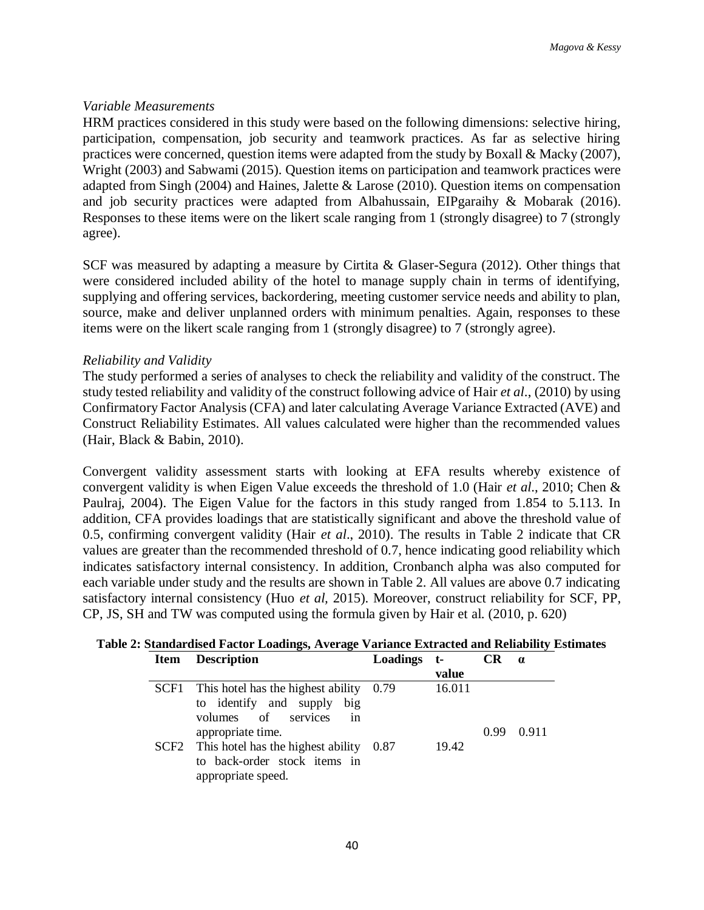*Variable Measurements*

HRM practices considered in this study were based on the following dimensions: selective hiring, participation, compensation, job security and teamwork practices. As far as selective hiring practices were concerned, question items were adapted from the study by Boxall & Macky (2007), Wright (2003) and Sabwami (2015). Question items on participation and teamwork practices were adapted from Singh (2004) and Haines, Jalette & Larose (2010). Question items on compensation and job security practices were adapted from Albahussain, EIPgaraihy & Mobarak (2016). Responses to these items were on the likert scale ranging from 1 (strongly disagree) to 7 (strongly agree).

SCF was measured by adapting a measure by Cirtita & Glaser-Segura (2012). Other things that were considered included ability of the hotel to manage supply chain in terms of identifying, supplying and offering services, backordering, meeting customer service needs and ability to plan, source, make and deliver unplanned orders with minimum penalties. Again, responses to these items were on the likert scale ranging from 1 (strongly disagree) to 7 (strongly agree).

*Reliability and Validity*

The study performed a series of analyses to check the reliability and validity of the construct. The study tested reliability and validity of the construct following advice of Hair *et al*., (2010) by using Confirmatory Factor Analysis (CFA) and later calculating Average Variance Extracted (AVE) and Construct Reliability Estimates. All values calculated were higher than the recommended values (Hair, Black & Babin, 2010).

Convergent validity assessment starts with looking at EFA results whereby existence of convergent validity is when Eigen Value exceeds the threshold of 1.0 (Hair *et al*., 2010; Chen & Paulraj, 2004). The Eigen Value for the factors in this study ranged from 1.854 to 5.113. In addition, CFA provides loadings that are statistically significant and above the threshold value of 0.5, confirming convergent validity (Hair *et al*., 2010). The results in Table 2 indicate that CR values are greater than the recommended threshold of 0.7, hence indicating good reliability which indicates satisfactory internal consistency. In addition, Cronbanch alpha was also computed for each variable under study and the results are shown in Table 2. All values are above 0.7 indicating satisfactory internal consistency (Huo *et al*, 2015). Moreover, construct reliability for SCF, PP, CP, JS, SH and TW was computed using the formula given by Hair et al. (2010, p. 620)

**Table 2: Standardised Factor Loadings, Average Variance Extracted and Reliability Estimates**

| Item | Description | Loadings | t-value | CR | α |
|---|---|---|---|---|---|
| SCF1 | This hotel has the highest ability to identify and supply big volumes of services in appropriate time. | 0.79 | 16.011 | 0.99 | 0.911 |
| SCF2 | This hotel has the highest ability to back-order stock items in appropriate speed. | 0.87 | 19.42 | | |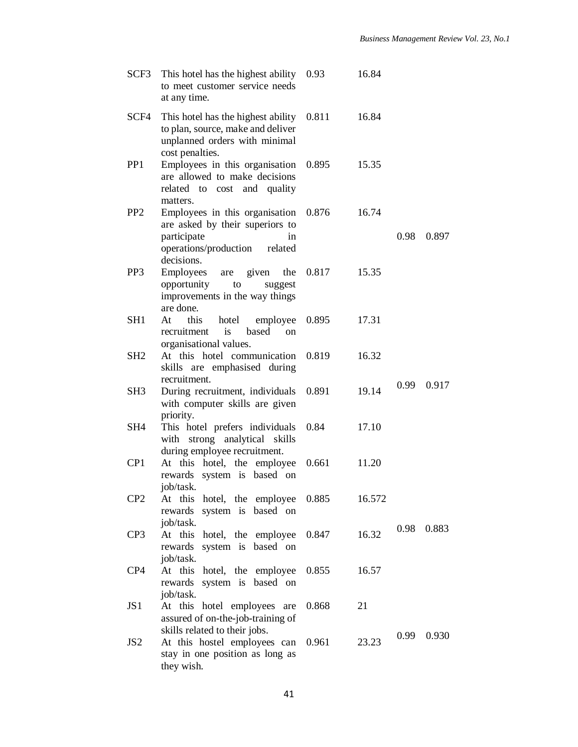| | | | | | |
|---|---|---|---|---|---|
| SCF3 | This hotel has the highest ability to meet customer service needs at any time. | 0.93 | 16.84 | | |
| SCF4 | This hotel has the highest ability to plan, source, make and deliver unplanned orders with minimal cost penalties. | 0.811 | 16.84 | | |
| PP1 | Employees in this organisation are allowed to make decisions related to cost and quality matters. | 0.895 | 15.35 | | |
| PP2 | Employees in this organisation are asked by their superiors to participate in operations/production related decisions. | 0.876 | 16.74 | 0.98 | 0.897 |
| PP3 | Employees are given the opportunity to suggest improvements in the way things are done. | 0.817 | 15.35 | | |
| SH1 | At this hotel employee recruitment is based on organisational values. | 0.895 | 17.31 | | |
| SH2 | At this hotel communication skills are emphasised during recruitment. | 0.819 | 16.32 | 0.99 | 0.917 |
| SH3 | During recruitment, individuals with computer skills are given priority. | 0.891 | 19.14 | | |
| SH4 | This hotel prefers individuals with strong analytical skills during employee recruitment. | 0.84 | 17.10 | | |
| CP1 | At this hotel, the employee rewards system is based on job/task. | 0.661 | 11.20 | | |
| CP2 | At this hotel, the employee rewards system is based on job/task. | 0.885 | 16.572 | 0.98 | 0.883 |
| CP3 | At this hotel, the employee rewards system is based on job/task. | 0.847 | 16.32 | | |
| CP4 | At this hotel, the employee rewards system is based on job/task. | 0.855 | 16.57 | | |
| JS1 | At this hotel employees are assured of on-the-job-training of skills related to their jobs. | 0.868 | 21 | 0.99 | 0.930 |
| JS2 | At this hostel employees can stay in one position as long as they wish. | 0.961 | 23.23 | | |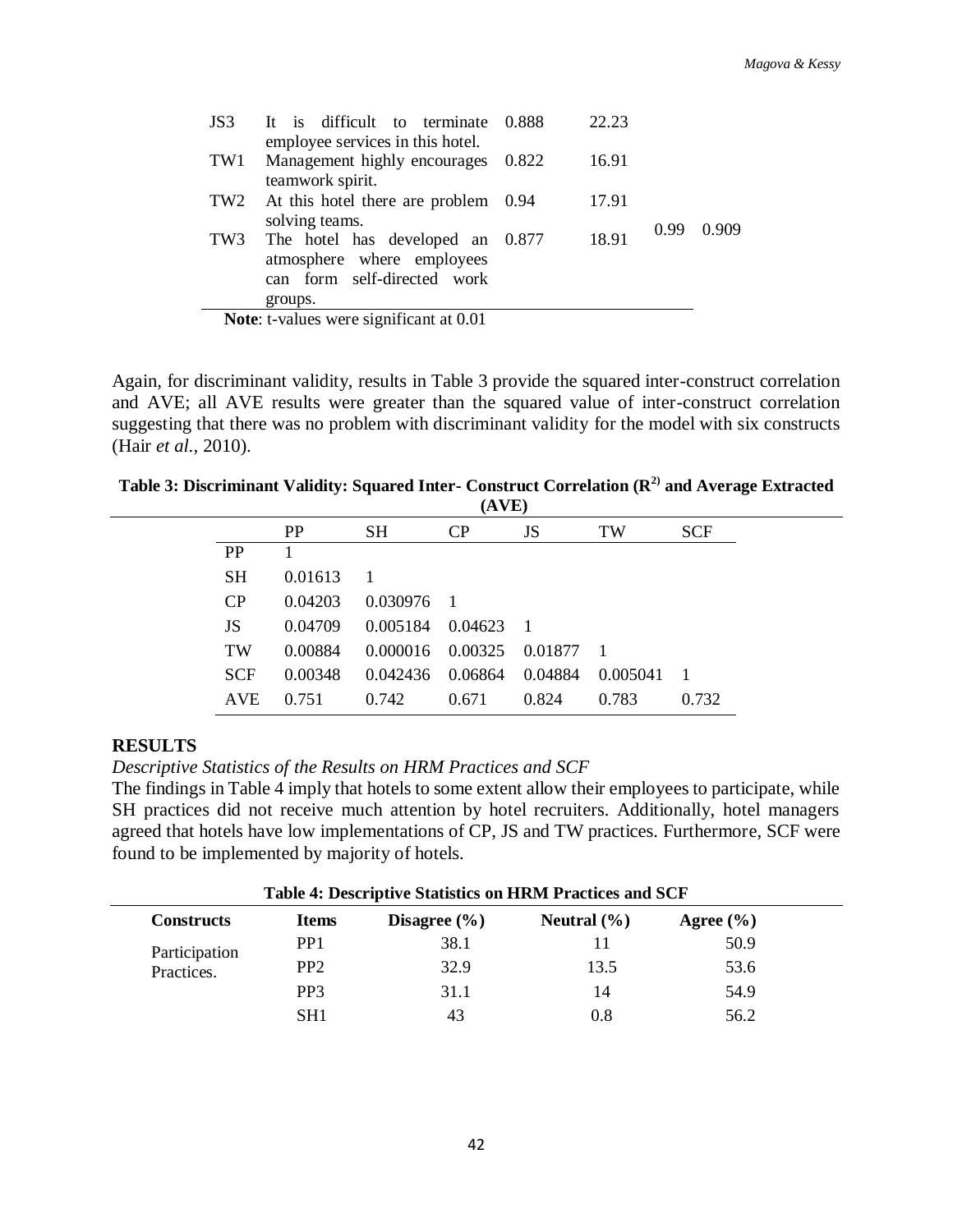| | | | | | |
|---|---|---|---|---|---|
| JS3 | It is difficult to terminate employee services in this hotel. | 0.888 | 22.23 | | |
| TW1 | Management highly encourages teamwork spirit. | 0.822 | 16.91 | | |
| TW2 | At this hotel there are problem solving teams. | 0.94 | 17.91 | 0.99 | 0.909 |
| TW3 | The hotel has developed an atmosphere where employees can form self-directed work groups. | 0.877 | 18.91 | | |

**Note**: t-values were significant at 0.01

Again, for discriminant validity, results in Table 3 provide the squared inter-construct correlation and AVE; all AVE results were greater than the squared value of inter-construct correlation suggesting that there was no problem with discriminant validity for the model with six constructs (Hair *et al.*, 2010).

**Table 3: Discriminant Validity: Squared Inter- Construct Correlation ($R^2$) and Average Extracted (AVE)**

| | PP | SH | CP | JS | TW | SCF |
|---|---|---|---|---|---|---|
| PP | 1 | | | | | |
| SH | 0.01613 | 1 | | | | |
| CP | 0.04203 | 0.030976 | 1 | | | |
| JS | 0.04709 | 0.005184 | 0.04623 | 1 | | |
| TW | 0.00884 | 0.000016 | 0.00325 | 0.01877 | 1 | |
| SCF | 0.00348 | 0.042436 | 0.06864 | 0.04884 | 0.005041 | 1 |
| AVE | 0.751 | 0.742 | 0.671 | 0.824 | 0.783 | 0.732 |

## RESULTS

*Descriptive Statistics of the Results on HRM Practices and SCF*

The findings in Table 4 imply that hotels to some extent allow their employees to participate, while SH practices did not receive much attention by hotel recruiters. Additionally, hotel managers agreed that hotels have low implementations of CP, JS and TW practices. Furthermore, SCF were found to be implemented by majority of hotels.

**Table 4: Descriptive Statistics on HRM Practices and SCF**

| Constructs | Items | Disagree (%) | Neutral (%) | Agree (%) |
|---|---|---|---|---|
| Participation Practices. | PP1 | 38.1 | 11 | 50.9 |
| | PP2 | 32.9 | 13.5 | 53.6 |
| | PP3 | 31.1 | 14 | 54.9 |
| | SH1 | 43 | 0.8 | 56.2 |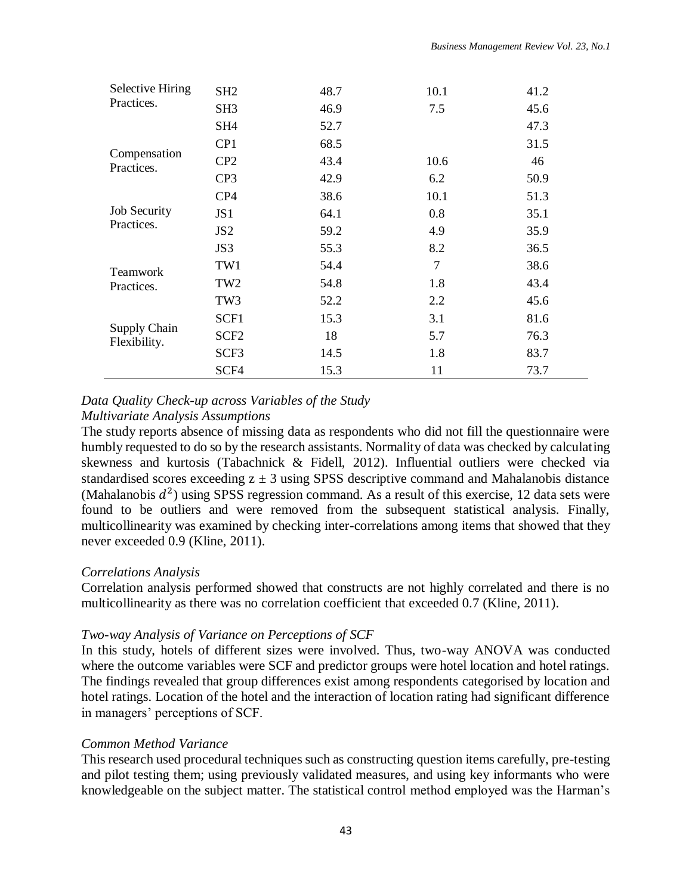| | | | | |
|---|---|---|---|---|
| Selective Hiring Practices. | SH2 | 48.7 | 10.1 | 41.2 |
| | SH3 | 46.9 | 7.5 | 45.6 |
| | SH4 | 52.7 | | 47.3 |
| Compensation Practices. | CP1 | 68.5 | | 31.5 |
| | CP2 | 43.4 | 10.6 | 46 |
| | CP3 | 42.9 | 6.2 | 50.9 |
| | CP4 | 38.6 | 10.1 | 51.3 |
| Job Security Practices. | JS1 | 64.1 | 0.8 | 35.1 |
| | JS2 | 59.2 | 4.9 | 35.9 |
| | JS3 | 55.3 | 8.2 | 36.5 |
| Teamwork Practices. | TW1 | 54.4 | 7 | 38.6 |
| | TW2 | 54.8 | 1.8 | 43.4 |
| | TW3 | 52.2 | 2.2 | 45.6 |
| Supply Chain Flexibility. | SCF1 | 15.3 | 3.1 | 81.6 |
| | SCF2 | 18 | 5.7 | 76.3 |
| | SCF3 | 14.5 | 1.8 | 83.7 |
| | SCF4 | 15.3 | 11 | 73.7 |

*Data Quality Check-up across Variables of the Study*

*Multivariate Analysis Assumptions*

The study reports absence of missing data as respondents who did not fill the questionnaire were humbly requested to do so by the research assistants. Normality of data was checked by calculating skewness and kurtosis (Tabachnick & Fidell, 2012). Influential outliers were checked via standardised scores exceeding $z \pm 3$ using SPSS descriptive command and Mahalanobis distance (Mahalanobis $d^2$) using SPSS regression command. As a result of this exercise, 12 data sets were found to be outliers and were removed from the subsequent statistical analysis. Finally, multicollinearity was examined by checking inter-correlations among items that showed that they never exceeded 0.9 (Kline, 2011).

*Correlations Analysis*

Correlation analysis performed showed that constructs are not highly correlated and there is no multicollinearity as there was no correlation coefficient that exceeded 0.7 (Kline, 2011).

*Two-way Analysis of Variance on Perceptions of SCF*

In this study, hotels of different sizes were involved. Thus, two-way ANOVA was conducted where the outcome variables were SCF and predictor groups were hotel location and hotel ratings. The findings revealed that group differences exist among respondents categorised by location and hotel ratings. Location of the hotel and the interaction of location rating had significant difference in managers' perceptions of SCF.

*Common Method Variance*

This research used procedural techniques such as constructing question items carefully, pre-testing and pilot testing them; using previously validated measures, and using key informants who were knowledgeable on the subject matter. The statistical control method employed was the Harman's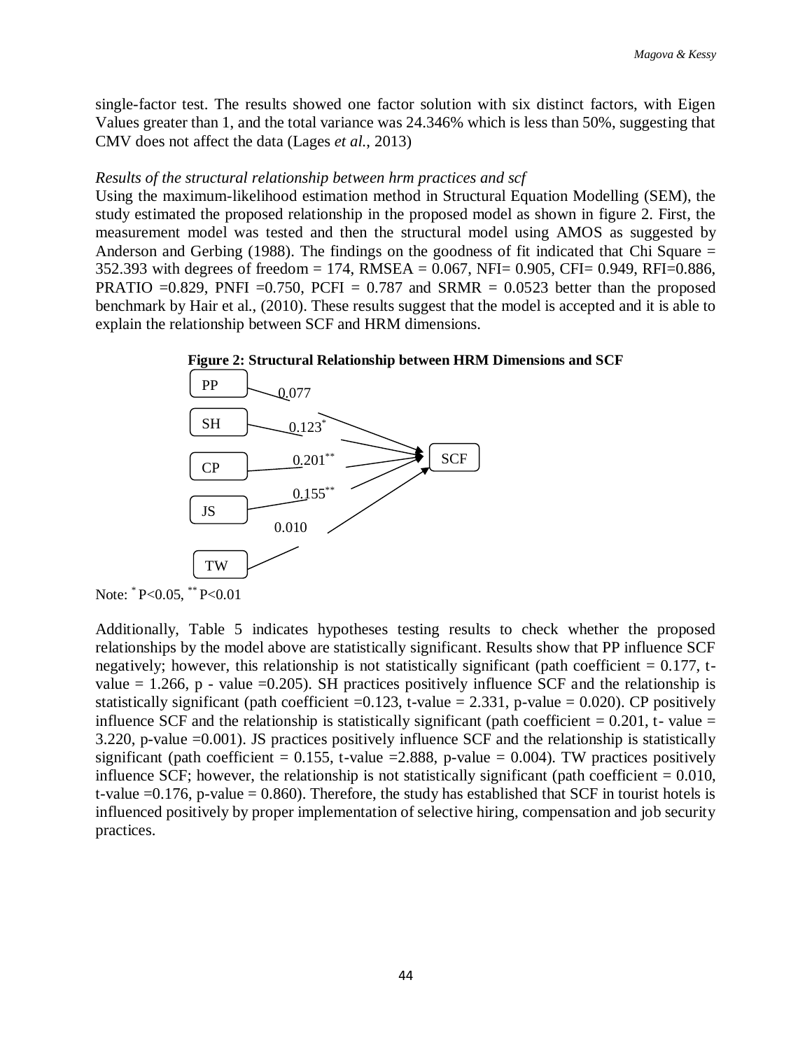single-factor test. The results showed one factor solution with six distinct factors, with Eigen Values greater than 1, and the total variance was 24.346% which is less than 50%, suggesting that CMV does not affect the data (Lages *et al.*, 2013)

*Results of the structural relationship between hrm practices and scf*

Using the maximum-likelihood estimation method in Structural Equation Modelling (SEM), the study estimated the proposed relationship in the proposed model as shown in figure 2. First, the measurement model was tested and then the structural model using AMOS as suggested by Anderson and Gerbing (1988). The findings on the goodness of fit indicated that Chi Square = 352.393 with degrees of freedom = 174, RMSEA = 0.067, NFI= 0.905, CFI= 0.949, RFI=0.886, PRATIO =0.829, PNFI =0.750, PCFI = 0.787 and SRMR = 0.0523 better than the proposed benchmark by Hair et al., (2010). These results suggest that the model is accepted and it is able to explain the relationship between SCF and HRM dimensions.

**Figure 2: Structural Relationship between HRM Dimensions and SCF**

PP → SCF: 0.077
SH → SCF: 0.123*
CP → SCF: 0.201**
JS → SCF: 0.155**
TW → SCF: 0.010

Note: * P<0.05, ** P<0.01

Additionally, Table 5 indicates hypotheses testing results to check whether the proposed relationships by the model above are statistically significant. Results show that PP influence SCF negatively; however, this relationship is not statistically significant (path coefficient = 0.177, t-value = 1.266, p - value =0.205). SH practices positively influence SCF and the relationship is statistically significant (path coefficient =0.123, t-value = 2.331, p-value = 0.020). CP positively influence SCF and the relationship is statistically significant (path coefficient = 0.201, t- value = 3.220, p-value =0.001). JS practices positively influence SCF and the relationship is statistically significant (path coefficient = 0.155, t-value =2.888, p-value = 0.004). TW practices positively influence SCF; however, the relationship is not statistically significant (path coefficient = 0.010, t-value =0.176, p-value = 0.860). Therefore, the study has established that SCF in tourist hotels is influenced positively by proper implementation of selective hiring, compensation and job security practices.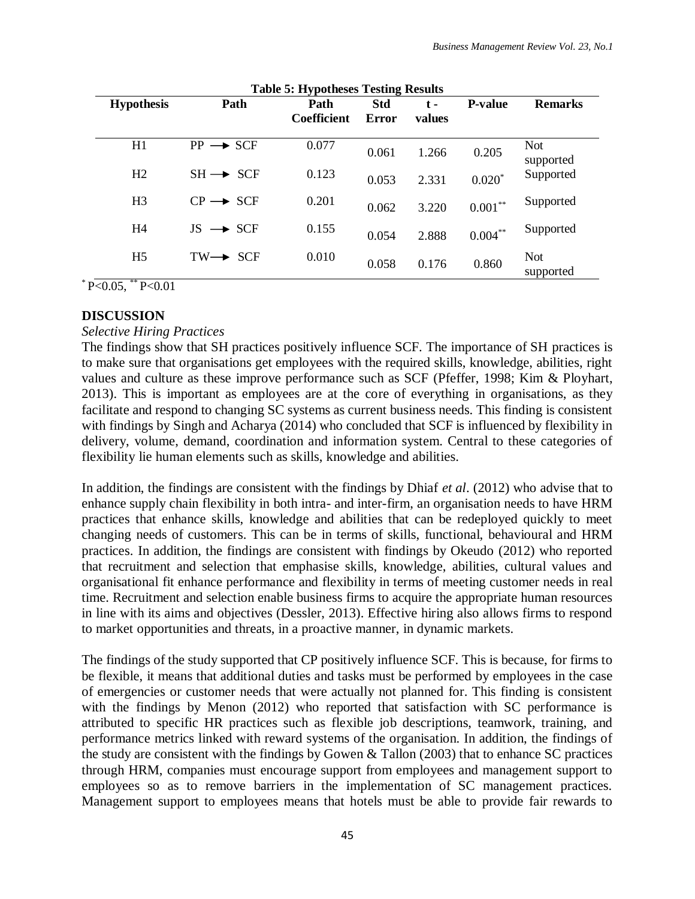**Table 5: Hypotheses Testing Results**

| Hypothesis | Path | Path Coefficient | Std Error | t - values | P-value | Remarks |
|---|---|---|---|---|---|---|
| H1 | PP → SCF | 0.077 | 0.061 | 1.266 | 0.205 | Not supported |
| H2 | SH → SCF | 0.123 | 0.053 | 2.331 | 0.020* | Supported |
| H3 | CP → SCF | 0.201 | 0.062 | 3.220 | 0.001** | Supported |
| H4 | JS → SCF | 0.155 | 0.054 | 2.888 | 0.004** | Supported |
| H5 | TW→ SCF | 0.010 | 0.058 | 0.176 | 0.860 | Not supported |

\* $P<0.05$, \*\* $P<0.01$

## DISCUSSION

*Selective Hiring Practices*

The findings show that SH practices positively influence SCF. The importance of SH practices is to make sure that organisations get employees with the required skills, knowledge, abilities, right values and culture as these improve performance such as SCF (Pfeffer, 1998; Kim & Ployhart, 2013). This is important as employees are at the core of everything in organisations, as they facilitate and respond to changing SC systems as current business needs. This finding is consistent with findings by Singh and Acharya (2014) who concluded that SCF is influenced by flexibility in delivery, volume, demand, coordination and information system. Central to these categories of flexibility lie human elements such as skills, knowledge and abilities.

In addition, the findings are consistent with the findings by Dhiaf *et al*. (2012) who advise that to enhance supply chain flexibility in both intra- and inter-firm, an organisation needs to have HRM practices that enhance skills, knowledge and abilities that can be redeployed quickly to meet changing needs of customers. This can be in terms of skills, functional, behavioural and HRM practices. In addition, the findings are consistent with findings by Okeudo (2012) who reported that recruitment and selection that emphasise skills, knowledge, abilities, cultural values and organisational fit enhance performance and flexibility in terms of meeting customer needs in real time. Recruitment and selection enable business firms to acquire the appropriate human resources in line with its aims and objectives (Dessler, 2013). Effective hiring also allows firms to respond to market opportunities and threats, in a proactive manner, in dynamic markets.

The findings of the study supported that CP positively influence SCF. This is because, for firms to be flexible, it means that additional duties and tasks must be performed by employees in the case of emergencies or customer needs that were actually not planned for. This finding is consistent with the findings by Menon (2012) who reported that satisfaction with SC performance is attributed to specific HR practices such as flexible job descriptions, teamwork, training, and performance metrics linked with reward systems of the organisation. In addition, the findings of the study are consistent with the findings by Gowen & Tallon (2003) that to enhance SC practices through HRM, companies must encourage support from employees and management support to employees so as to remove barriers in the implementation of SC management practices. Management support to employees means that hotels must be able to provide fair rewards to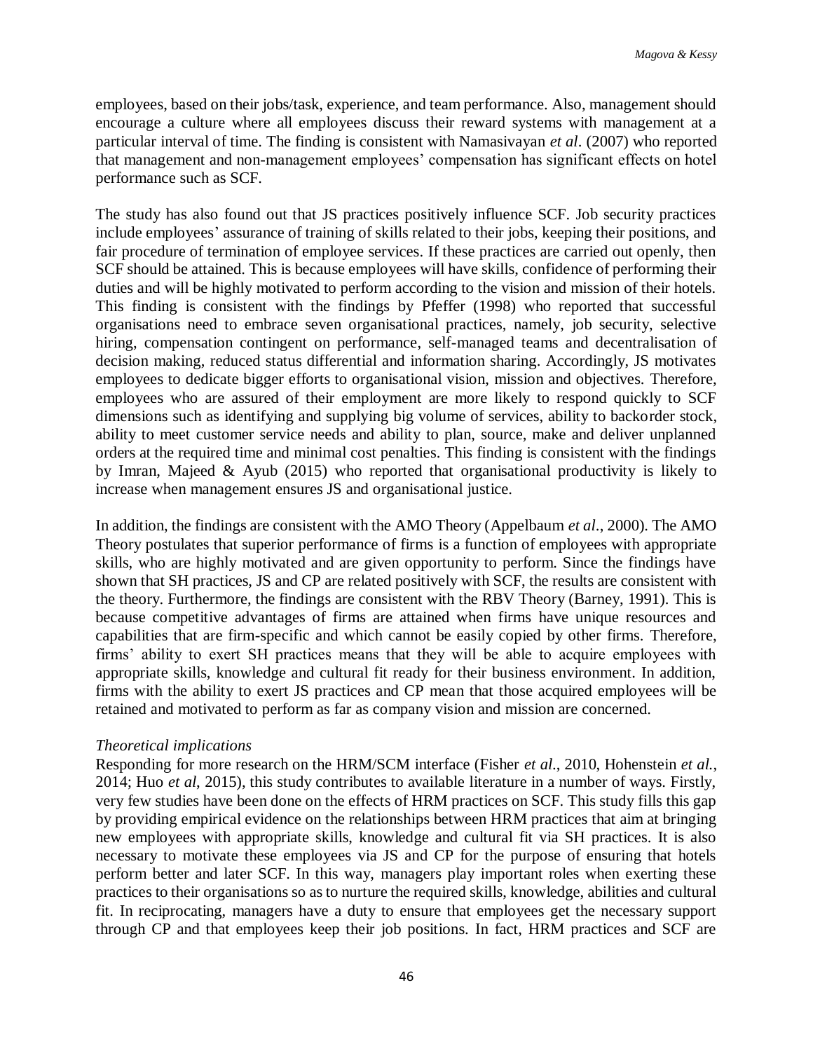employees, based on their jobs/task, experience, and team performance. Also, management should encourage a culture where all employees discuss their reward systems with management at a particular interval of time. The finding is consistent with Namasivayan *et al*. (2007) who reported that management and non-management employees' compensation has significant effects on hotel performance such as SCF.

The study has also found out that JS practices positively influence SCF. Job security practices include employees' assurance of training of skills related to their jobs, keeping their positions, and fair procedure of termination of employee services. If these practices are carried out openly, then SCF should be attained. This is because employees will have skills, confidence of performing their duties and will be highly motivated to perform according to the vision and mission of their hotels. This finding is consistent with the findings by Pfeffer (1998) who reported that successful organisations need to embrace seven organisational practices, namely, job security, selective hiring, compensation contingent on performance, self-managed teams and decentralisation of decision making, reduced status differential and information sharing. Accordingly, JS motivates employees to dedicate bigger efforts to organisational vision, mission and objectives. Therefore, employees who are assured of their employment are more likely to respond quickly to SCF dimensions such as identifying and supplying big volume of services, ability to backorder stock, ability to meet customer service needs and ability to plan, source, make and deliver unplanned orders at the required time and minimal cost penalties. This finding is consistent with the findings by Imran, Majeed & Ayub (2015) who reported that organisational productivity is likely to increase when management ensures JS and organisational justice.

In addition, the findings are consistent with the AMO Theory (Appelbaum *et al*., 2000). The AMO Theory postulates that superior performance of firms is a function of employees with appropriate skills, who are highly motivated and are given opportunity to perform. Since the findings have shown that SH practices, JS and CP are related positively with SCF, the results are consistent with the theory. Furthermore, the findings are consistent with the RBV Theory (Barney, 1991). This is because competitive advantages of firms are attained when firms have unique resources and capabilities that are firm-specific and which cannot be easily copied by other firms. Therefore, firms' ability to exert SH practices means that they will be able to acquire employees with appropriate skills, knowledge and cultural fit ready for their business environment. In addition, firms with the ability to exert JS practices and CP mean that those acquired employees will be retained and motivated to perform as far as company vision and mission are concerned.

*Theoretical implications*

Responding for more research on the HRM/SCM interface (Fisher *et al*., 2010, Hohenstein *et al.*, 2014; Huo *et al*, 2015), this study contributes to available literature in a number of ways. Firstly, very few studies have been done on the effects of HRM practices on SCF. This study fills this gap by providing empirical evidence on the relationships between HRM practices that aim at bringing new employees with appropriate skills, knowledge and cultural fit via SH practices. It is also necessary to motivate these employees via JS and CP for the purpose of ensuring that hotels perform better and later SCF. In this way, managers play important roles when exerting these practices to their organisations so as to nurture the required skills, knowledge, abilities and cultural fit. In reciprocating, managers have a duty to ensure that employees get the necessary support through CP and that employees keep their job positions. In fact, HRM practices and SCF are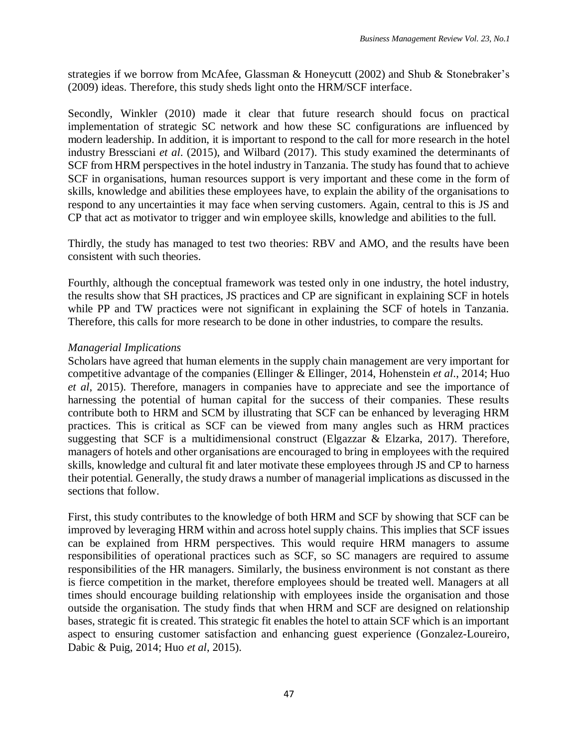strategies if we borrow from McAfee, Glassman & Honeycutt (2002) and Shub & Stonebraker's (2009) ideas. Therefore, this study sheds light onto the HRM/SCF interface.

Secondly, Winkler (2010) made it clear that future research should focus on practical implementation of strategic SC network and how these SC configurations are influenced by modern leadership. In addition, it is important to respond to the call for more research in the hotel industry Bressciani *et al*. (2015), and Wilbard (2017). This study examined the determinants of SCF from HRM perspectives in the hotel industry in Tanzania. The study has found that to achieve SCF in organisations, human resources support is very important and these come in the form of skills, knowledge and abilities these employees have, to explain the ability of the organisations to respond to any uncertainties it may face when serving customers. Again, central to this is JS and CP that act as motivator to trigger and win employee skills, knowledge and abilities to the full.

Thirdly, the study has managed to test two theories: RBV and AMO, and the results have been consistent with such theories.

Fourthly, although the conceptual framework was tested only in one industry, the hotel industry, the results show that SH practices, JS practices and CP are significant in explaining SCF in hotels while PP and TW practices were not significant in explaining the SCF of hotels in Tanzania. Therefore, this calls for more research to be done in other industries, to compare the results.

*Managerial Implications*

Scholars have agreed that human elements in the supply chain management are very important for competitive advantage of the companies (Ellinger & Ellinger, 2014, Hohenstein *et al*., 2014; Huo *et al*, 2015). Therefore, managers in companies have to appreciate and see the importance of harnessing the potential of human capital for the success of their companies. These results contribute both to HRM and SCM by illustrating that SCF can be enhanced by leveraging HRM practices. This is critical as SCF can be viewed from many angles such as HRM practices suggesting that SCF is a multidimensional construct (Elgazzar & Elzarka, 2017). Therefore, managers of hotels and other organisations are encouraged to bring in employees with the required skills, knowledge and cultural fit and later motivate these employees through JS and CP to harness their potential. Generally, the study draws a number of managerial implications as discussed in the sections that follow.

First, this study contributes to the knowledge of both HRM and SCF by showing that SCF can be improved by leveraging HRM within and across hotel supply chains. This implies that SCF issues can be explained from HRM perspectives. This would require HRM managers to assume responsibilities of operational practices such as SCF, so SC managers are required to assume responsibilities of the HR managers. Similarly, the business environment is not constant as there is fierce competition in the market, therefore employees should be treated well. Managers at all times should encourage building relationship with employees inside the organisation and those outside the organisation. The study finds that when HRM and SCF are designed on relationship bases, strategic fit is created. This strategic fit enables the hotel to attain SCF which is an important aspect to ensuring customer satisfaction and enhancing guest experience (Gonzalez-Loureiro, Dabic & Puig, 2014; Huo *et al*, 2015).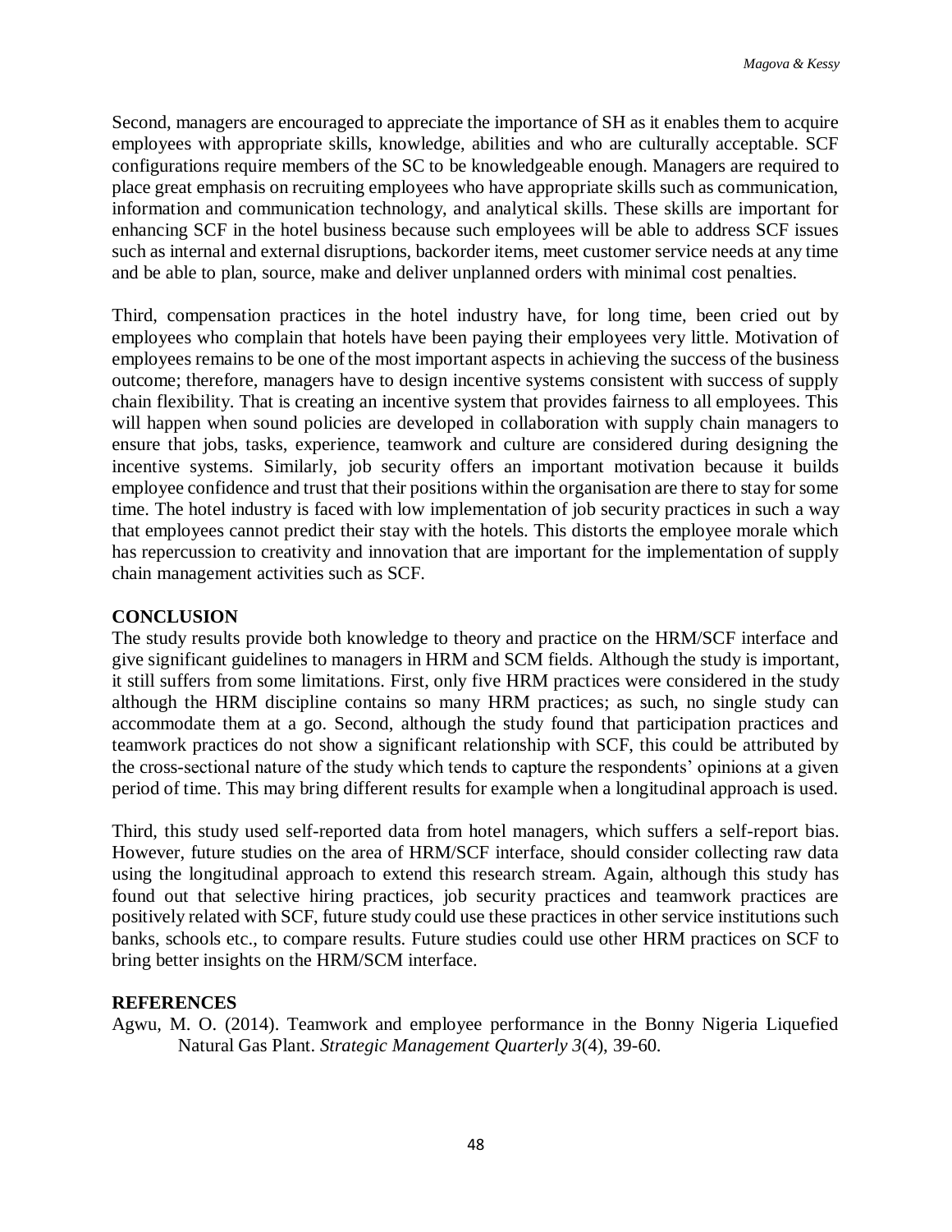Second, managers are encouraged to appreciate the importance of SH as it enables them to acquire employees with appropriate skills, knowledge, abilities and who are culturally acceptable. SCF configurations require members of the SC to be knowledgeable enough. Managers are required to place great emphasis on recruiting employees who have appropriate skills such as communication, information and communication technology, and analytical skills. These skills are important for enhancing SCF in the hotel business because such employees will be able to address SCF issues such as internal and external disruptions, backorder items, meet customer service needs at any time and be able to plan, source, make and deliver unplanned orders with minimal cost penalties.

Third, compensation practices in the hotel industry have, for long time, been cried out by employees who complain that hotels have been paying their employees very little. Motivation of employees remains to be one of the most important aspects in achieving the success of the business outcome; therefore, managers have to design incentive systems consistent with success of supply chain flexibility. That is creating an incentive system that provides fairness to all employees. This will happen when sound policies are developed in collaboration with supply chain managers to ensure that jobs, tasks, experience, teamwork and culture are considered during designing the incentive systems. Similarly, job security offers an important motivation because it builds employee confidence and trust that their positions within the organisation are there to stay for some time. The hotel industry is faced with low implementation of job security practices in such a way that employees cannot predict their stay with the hotels. This distorts the employee morale which has repercussion to creativity and innovation that are important for the implementation of supply chain management activities such as SCF.

## CONCLUSION

The study results provide both knowledge to theory and practice on the HRM/SCF interface and give significant guidelines to managers in HRM and SCM fields. Although the study is important, it still suffers from some limitations. First, only five HRM practices were considered in the study although the HRM discipline contains so many HRM practices; as such, no single study can accommodate them at a go. Second, although the study found that participation practices and teamwork practices do not show a significant relationship with SCF, this could be attributed by the cross-sectional nature of the study which tends to capture the respondents' opinions at a given period of time. This may bring different results for example when a longitudinal approach is used.

Third, this study used self-reported data from hotel managers, which suffers a self-report bias. However, future studies on the area of HRM/SCF interface, should consider collecting raw data using the longitudinal approach to extend this research stream. Again, although this study has found out that selective hiring practices, job security practices and teamwork practices are positively related with SCF, future study could use these practices in other service institutions such banks, schools etc., to compare results. Future studies could use other HRM practices on SCF to bring better insights on the HRM/SCM interface.

## REFERENCES

Agwu, M. O. (2014). Teamwork and employee performance in the Bonny Nigeria Liquefied Natural Gas Plant. *Strategic Management Quarterly 3*(4), 39-60.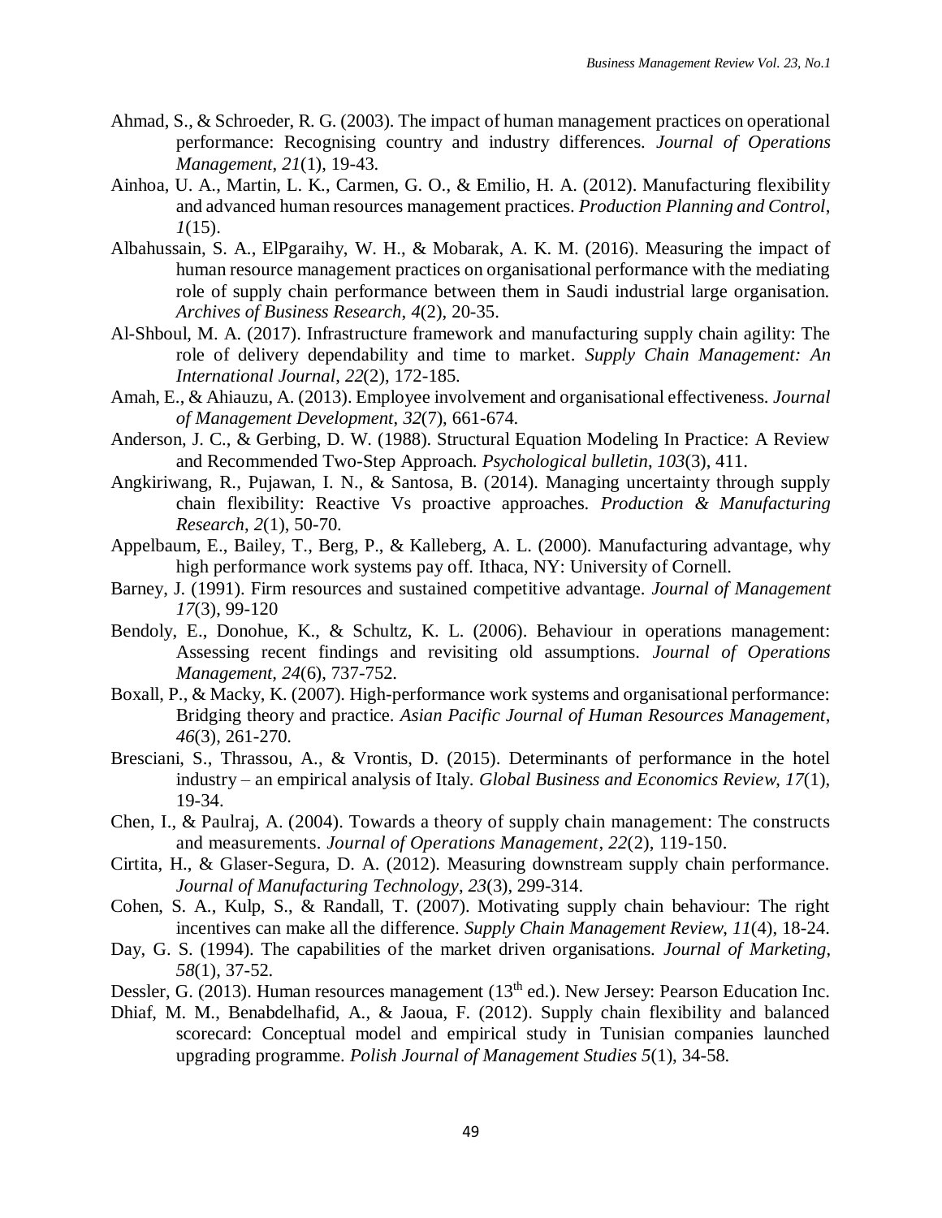Ahmad, S., & Schroeder, R. G. (2003). The impact of human management practices on operational performance: Recognising country and industry differences. *Journal of Operations Management*, *21*(1), 19-43.

Ainhoa, U. A., Martin, L. K., Carmen, G. O., & Emilio, H. A. (2012). Manufacturing flexibility and advanced human resources management practices. *Production Planning and Control*, *1*(15).

Albahussain, S. A., ElPgaraihy, W. H., & Mobarak, A. K. M. (2016). Measuring the impact of human resource management practices on organisational performance with the mediating role of supply chain performance between them in Saudi industrial large organisation. *Archives of Business Research*, *4*(2), 20-35.

Al-Shboul, M. A. (2017). Infrastructure framework and manufacturing supply chain agility: The role of delivery dependability and time to market. *Supply Chain Management: An International Journal*, *22*(2), 172-185.

Amah, E., & Ahiauzu, A. (2013). Employee involvement and organisational effectiveness. *Journal of Management Development*, *32*(7), 661-674.

Anderson, J. C., & Gerbing, D. W. (1988). Structural Equation Modeling In Practice: A Review and Recommended Two-Step Approach. *Psychological bulletin*, *103*(3), 411.

Angkiriwang, R., Pujawan, I. N., & Santosa, B. (2014). Managing uncertainty through supply chain flexibility: Reactive Vs proactive approaches. *Production & Manufacturing Research*, *2*(1), 50-70.

Appelbaum, E., Bailey, T., Berg, P., & Kalleberg, A. L. (2000). Manufacturing advantage, why high performance work systems pay off. Ithaca, NY: University of Cornell.

Barney, J. (1991). Firm resources and sustained competitive advantage. *Journal of Management 17*(3), 99-120

Bendoly, E., Donohue, K., & Schultz, K. L. (2006). Behaviour in operations management: Assessing recent findings and revisiting old assumptions. *Journal of Operations Management*, *24*(6), 737-752.

Boxall, P., & Macky, K. (2007). High-performance work systems and organisational performance: Bridging theory and practice. *Asian Pacific Journal of Human Resources Management*, *46*(3), 261-270.

Bresciani, S., Thrassou, A., & Vrontis, D. (2015). Determinants of performance in the hotel industry – an empirical analysis of Italy. *Global Business and Economics Review*, *17*(1), 19-34.

Chen, I., & Paulraj, A. (2004). Towards a theory of supply chain management: The constructs and measurements. *Journal of Operations Management*, *22*(2), 119-150.

Cirtita, H., & Glaser-Segura, D. A. (2012). Measuring downstream supply chain performance. *Journal of Manufacturing Technology*, *23*(3), 299-314.

Cohen, S. A., Kulp, S., & Randall, T. (2007). Motivating supply chain behaviour: The right incentives can make all the difference. *Supply Chain Management Review*, *11*(4), 18-24.

Day, G. S. (1994). The capabilities of the market driven organisations. *Journal of Marketing*, *58*(1), 37-52.

Dessler, G. (2013). Human resources management (13th ed.). New Jersey: Pearson Education Inc.

Dhiaf, M. M., Benabdelhafid, A., & Jaoua, F. (2012). Supply chain flexibility and balanced scorecard: Conceptual model and empirical study in Tunisian companies launched upgrading programme. *Polish Journal of Management Studies 5*(1), 34-58.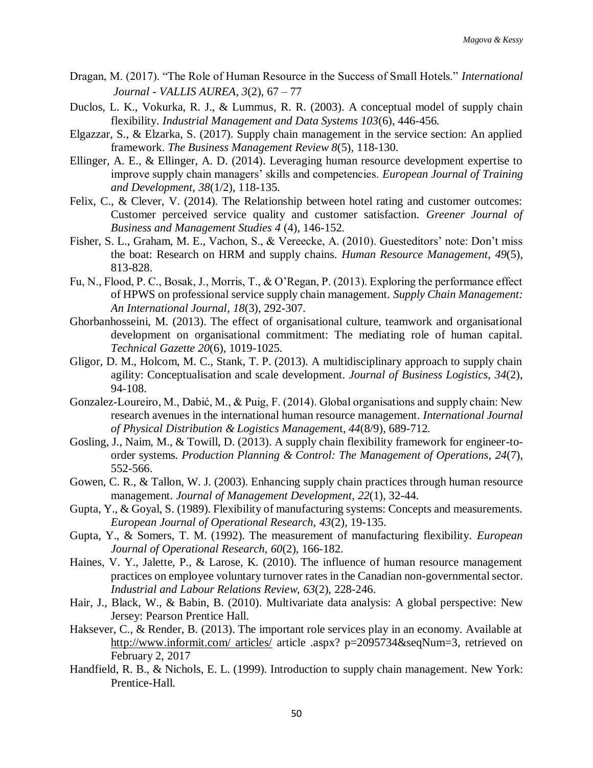Dragan, M. (2017). "The Role of Human Resource in the Success of Small Hotels." *International Journal - VALLIS AUREA*, *3*(2), 67 – 77

Duclos, L. K., Vokurka, R. J., & Lummus, R. R. (2003). A conceptual model of supply chain flexibility. *Industrial Management and Data Systems 103*(6), 446-456.

Elgazzar, S., & Elzarka, S. (2017). Supply chain management in the service section: An applied framework. *The Business Management Review 8*(5), 118-130.

Ellinger, A. E., & Ellinger, A. D. (2014). Leveraging human resource development expertise to improve supply chain managers' skills and competencies. *European Journal of Training and Development*, *38*(1/2), 118-135.

Felix, C., & Clever, V. (2014). The Relationship between hotel rating and customer outcomes: Customer perceived service quality and customer satisfaction. *Greener Journal of Business and Management Studies 4* (4), 146-152.

Fisher, S. L., Graham, M. E., Vachon, S., & Vereecke, A. (2010). Guesteditors' note: Don't miss the boat: Research on HRM and supply chains. *Human Resource Management*, *49*(5), 813-828.

Fu, N., Flood, P. C., Bosak, J., Morris, T., & O'Regan, P. (2013). Exploring the performance effect of HPWS on professional service supply chain management. *Supply Chain Management: An International Journal*, *18*(3), 292-307.

Ghorbanhosseini, M. (2013). The effect of organisational culture, teamwork and organisational development on organisational commitment: The mediating role of human capital. *Technical Gazette 20*(6), 1019-1025.

Gligor, D. M., Holcom, M. C., Stank, T. P. (2013). A multidisciplinary approach to supply chain agility: Conceptualisation and scale development. *Journal of Business Logistics*, *34*(2), 94-108.

Gonzalez-Loureiro, M., Dabić, M., & Puig, F. (2014). Global organisations and supply chain: New research avenues in the international human resource management. *International Journal of Physical Distribution & Logistics Management*, *44*(8/9), 689-712.

Gosling, J., Naim, M., & Towill, D. (2013). A supply chain flexibility framework for engineer-to-order systems. *Production Planning & Control: The Management of Operations*, *24*(7), 552-566.

Gowen, C. R., & Tallon, W. J. (2003). Enhancing supply chain practices through human resource management. *Journal of Management Development*, *22*(1), 32-44.

Gupta, Y., & Goyal, S. (1989). Flexibility of manufacturing systems: Concepts and measurements. *European Journal of Operational Research, 43*(2), 19-135.

Gupta, Y., & Somers, T. M. (1992). The measurement of manufacturing flexibility. *European Journal of Operational Research, 60*(2), 166-182.

Haines, V. Y., Jalette, P., & Larose, K. (2010). The influence of human resource management practices on employee voluntary turnover rates in the Canadian non-governmental sector. *Industrial and Labour Relations Review, 63*(2), 228-246.

Hair, J., Black, W., & Babin, B. (2010). Multivariate data analysis: A global perspective: New Jersey: Pearson Prentice Hall.

Haksever, C., & Render, B. (2013). The important role services play in an economy. Available at http://www.informit.com/ articles/ article .aspx? p=2095734&seqNum=3, retrieved on February 2, 2017

Handfield, R. B., & Nichols, E. L. (1999). Introduction to supply chain management. New York: Prentice-Hall.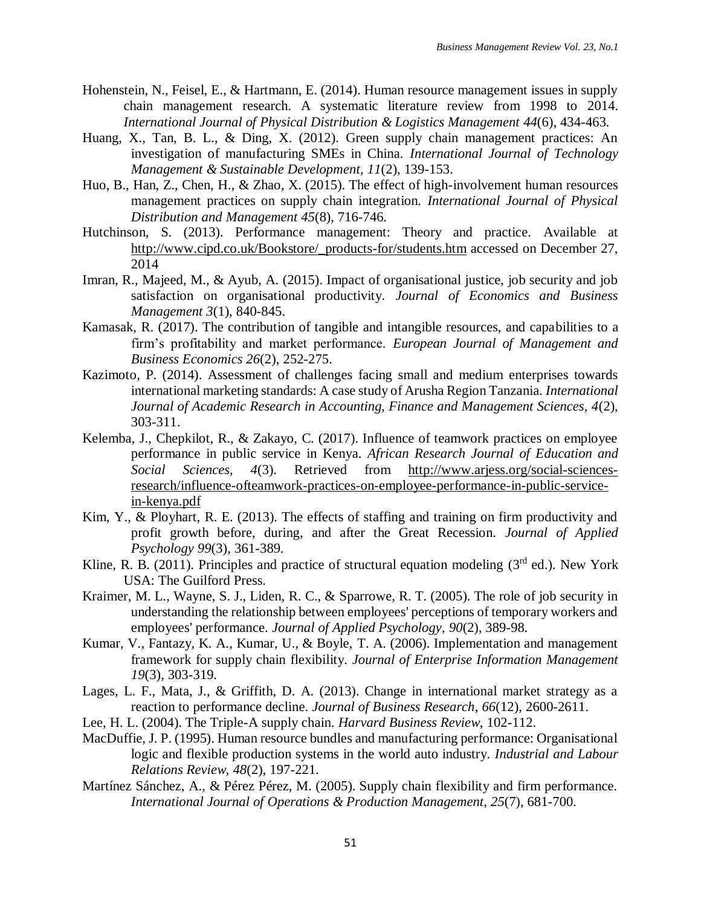Hohenstein, N., Feisel, E., & Hartmann, E. (2014). Human resource management issues in supply chain management research. A systematic literature review from 1998 to 2014. *International Journal of Physical Distribution & Logistics Management 44*(6), 434-463.

Huang, X., Tan, B. L., & Ding, X. (2012). Green supply chain management practices: An investigation of manufacturing SMEs in China. *International Journal of Technology Management & Sustainable Development*, *11*(2), 139-153.

Huo, B., Han, Z., Chen, H., & Zhao, X. (2015). The effect of high-involvement human resources management practices on supply chain integration. *International Journal of Physical Distribution and Management 45*(8), 716-746.

Hutchinson, S. (2013). Performance management: Theory and practice. Available at http://www.cipd.co.uk/Bookstore/_products-for/students.htm accessed on December 27, 2014

Imran, R., Majeed, M., & Ayub, A. (2015). Impact of organisational justice, job security and job satisfaction on organisational productivity. *Journal of Economics and Business Management 3*(1), 840-845.

Kamasak, R. (2017). The contribution of tangible and intangible resources, and capabilities to a firm's profitability and market performance. *European Journal of Management and Business Economics 26*(2), 252-275.

Kazimoto, P. (2014). Assessment of challenges facing small and medium enterprises towards international marketing standards: A case study of Arusha Region Tanzania. *International Journal of Academic Research in Accounting, Finance and Management Sciences, 4*(2), 303-311.

Kelemba, J., Chepkilot, R., & Zakayo, C. (2017). Influence of teamwork practices on employee performance in public service in Kenya. *African Research Journal of Education and Social Sciences, 4*(3). Retrieved from http://www.arjess.org/social-sciences-research/influence-ofteamwork-practices-on-employee-performance-in-public-service-in-kenya.pdf

Kim, Y., & Ployhart, R. E. (2013). The effects of staffing and training on firm productivity and profit growth before, during, and after the Great Recession. *Journal of Applied Psychology 99*(3), 361-389.

Kline, R. B. (2011). Principles and practice of structural equation modeling (3rd ed.). New York USA: The Guilford Press.

Kraimer, M. L., Wayne, S. J., Liden, R. C., & Sparrowe, R. T. (2005). The role of job security in understanding the relationship between employees' perceptions of temporary workers and employees' performance. *Journal of Applied Psychology, 90*(2), 389-98.

Kumar, V., Fantazy, K. A., Kumar, U., & Boyle, T. A. (2006). Implementation and management framework for supply chain flexibility. *Journal of Enterprise Information Management 19*(3), 303-319.

Lages, L. F., Mata, J., & Griffith, D. A. (2013). Change in international market strategy as a reaction to performance decline. *Journal of Business Research*, *66*(12), 2600-2611.

Lee, H. L. (2004). The Triple-A supply chain. *Harvard Business Review*, 102-112.

MacDuffie, J. P. (1995). Human resource bundles and manufacturing performance: Organisational logic and flexible production systems in the world auto industry. *Industrial and Labour Relations Review, 48*(2), 197-221.

Martínez Sánchez, A., & Pérez Pérez, M. (2005). Supply chain flexibility and firm performance. *International Journal of Operations & Production Management*, *25*(7), 681-700.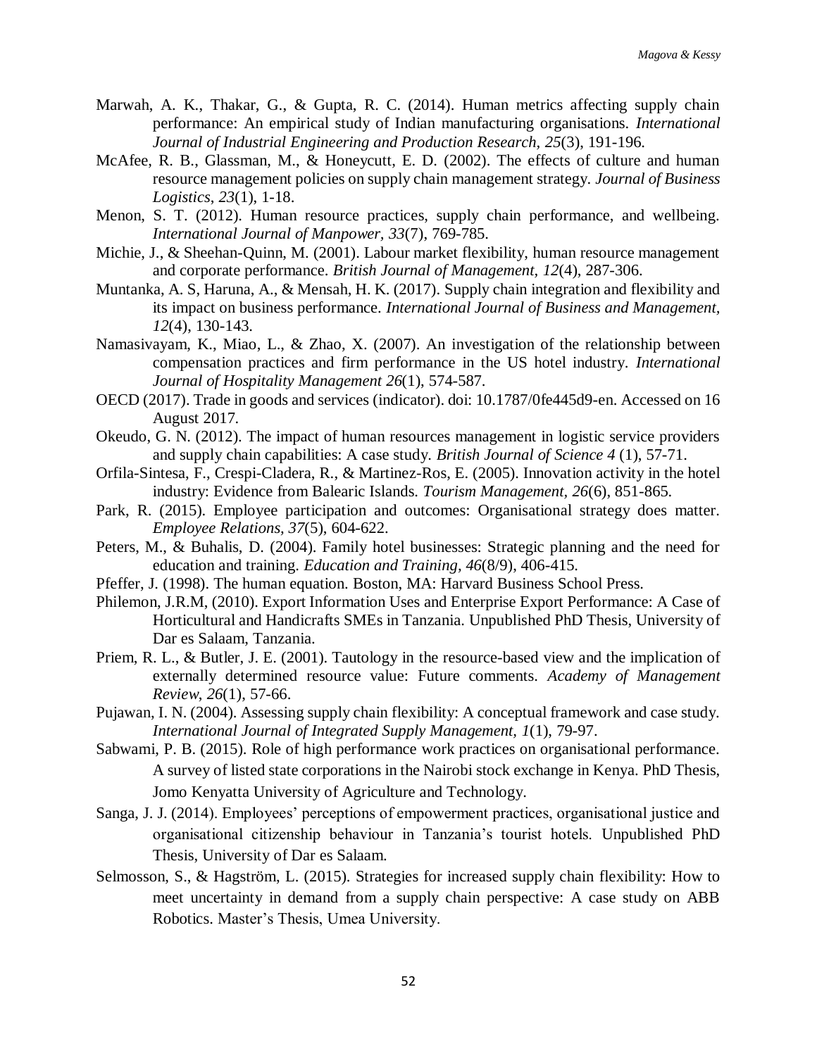Marwah, A. K., Thakar, G., & Gupta, R. C. (2014). Human metrics affecting supply chain performance: An empirical study of Indian manufacturing organisations. *International Journal of Industrial Engineering and Production Research, 25*(3), 191-196.

McAfee, R. B., Glassman, M., & Honeycutt, E. D. (2002). The effects of culture and human resource management policies on supply chain management strategy. *Journal of Business Logistics*, *23*(1), 1-18.

Menon, S. T. (2012). Human resource practices, supply chain performance, and wellbeing. *International Journal of Manpower, 33*(7), 769-785.

Michie, J., & Sheehan-Quinn, M. (2001). Labour market flexibility, human resource management and corporate performance. *British Journal of Management, 12*(4), 287-306.

Muntanka, A. S, Haruna, A., & Mensah, H. K. (2017). Supply chain integration and flexibility and its impact on business performance. *International Journal of Business and Management, 12*(4), 130-143.

Namasivayam, K., Miao, L., & Zhao, X. (2007). An investigation of the relationship between compensation practices and firm performance in the US hotel industry. *International Journal of Hospitality Management 26*(1), 574-587.

OECD (2017). Trade in goods and services (indicator). doi: 10.1787/0fe445d9-en. Accessed on 16 August 2017.

Okeudo, G. N. (2012). The impact of human resources management in logistic service providers and supply chain capabilities: A case study. *British Journal of Science 4* (1), 57-71.

Orfila-Sintesa, F., Crespi-Cladera, R., & Martinez-Ros, E. (2005). Innovation activity in the hotel industry: Evidence from Balearic Islands. *Tourism Management, 26*(6), 851-865.

Park, R. (2015). Employee participation and outcomes: Organisational strategy does matter. *Employee Relations, 37*(5), 604-622.

Peters, M., & Buhalis, D. (2004). Family hotel businesses: Strategic planning and the need for education and training. *Education and Training, 46*(8/9), 406-415.

Pfeffer, J. (1998). The human equation. Boston, MA: Harvard Business School Press.

Philemon, J.R.M, (2010). Export Information Uses and Enterprise Export Performance: A Case of Horticultural and Handicrafts SMEs in Tanzania. Unpublished PhD Thesis, University of Dar es Salaam, Tanzania.

Priem, R. L., & Butler, J. E. (2001). Tautology in the resource-based view and the implication of externally determined resource value: Future comments. *Academy of Management Review*, *26*(1), 57-66.

Pujawan, I. N. (2004). Assessing supply chain flexibility: A conceptual framework and case study. *International Journal of Integrated Supply Management, 1*(1), 79-97.

Sabwami, P. B. (2015). Role of high performance work practices on organisational performance. A survey of listed state corporations in the Nairobi stock exchange in Kenya. PhD Thesis, Jomo Kenyatta University of Agriculture and Technology.

Sanga, J. J. (2014). Employees' perceptions of empowerment practices, organisational justice and organisational citizenship behaviour in Tanzania's tourist hotels. Unpublished PhD Thesis, University of Dar es Salaam.

Selmosson, S., & Hagström, L. (2015). Strategies for increased supply chain flexibility: How to meet uncertainty in demand from a supply chain perspective: A case study on ABB Robotics. Master's Thesis, Umea University.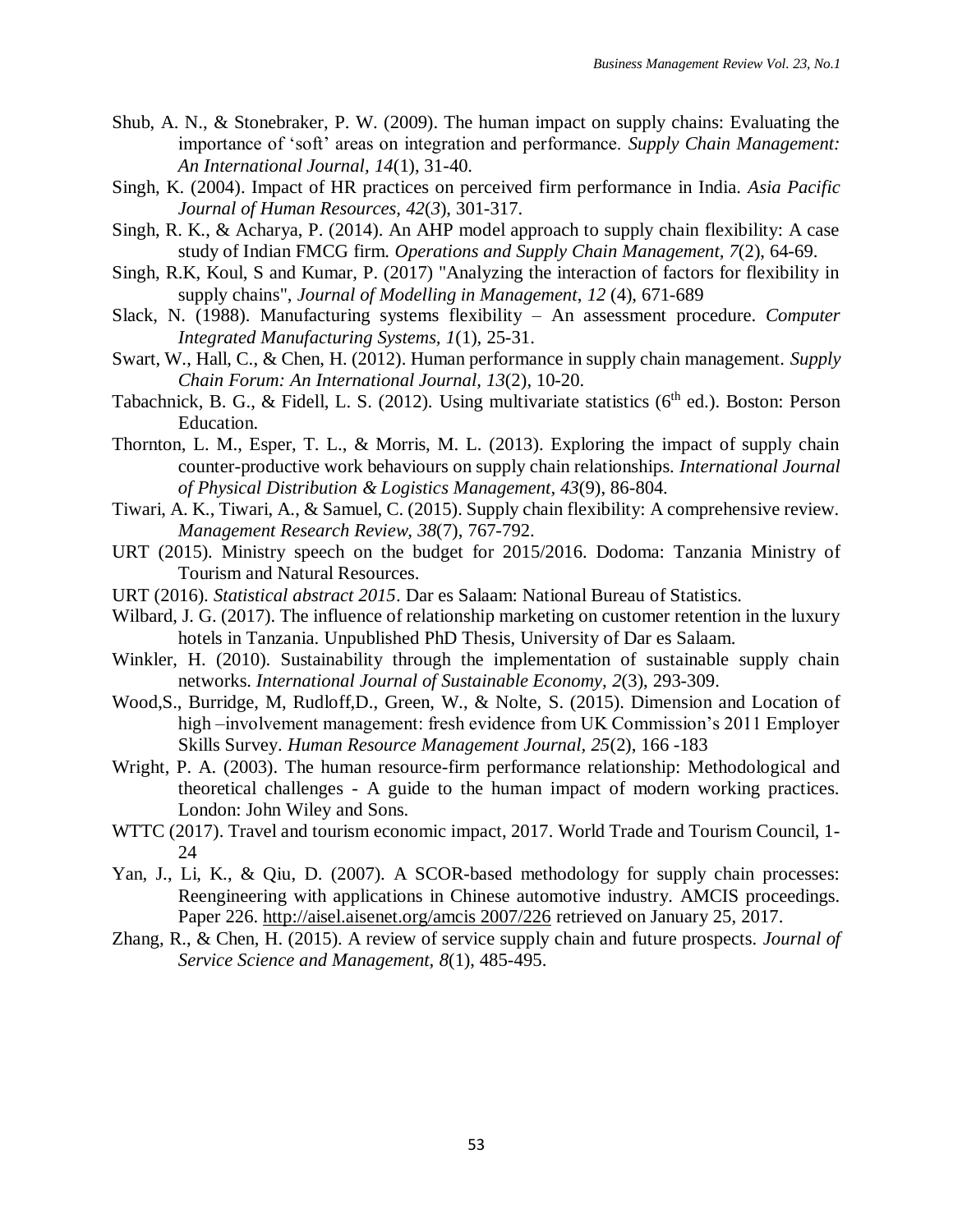Shub, A. N., & Stonebraker, P. W. (2009). The human impact on supply chains: Evaluating the importance of 'soft' areas on integration and performance. *Supply Chain Management: An International Journal, 14*(1), 31-40.

Singh, K. (2004). Impact of HR practices on perceived firm performance in India. *Asia Pacific Journal of Human Resources, 42*(*3*), 301-317.

Singh, R. K., & Acharya, P. (2014). An AHP model approach to supply chain flexibility: A case study of Indian FMCG firm. *Operations and Supply Chain Management, 7*(2), 64-69.

Singh, R.K, Koul, S and Kumar, P. (2017) "Analyzing the interaction of factors for flexibility in supply chains", *Journal of Modelling in Management, 12* (4), 671-689

Slack, N. (1988). Manufacturing systems flexibility – An assessment procedure. *Computer Integrated Manufacturing Systems, 1*(1), 25-31.

Swart, W., Hall, C., & Chen, H. (2012). Human performance in supply chain management. *Supply Chain Forum: An International Journal, 13*(2), 10-20.

Tabachnick, B. G., & Fidell, L. S. (2012). Using multivariate statistics (6th ed.). Boston: Person Education.

Thornton, L. M., Esper, T. L., & Morris, M. L. (2013). Exploring the impact of supply chain counter-productive work behaviours on supply chain relationships. *International Journal of Physical Distribution & Logistics Management, 43*(9), 86-804.

Tiwari, A. K., Tiwari, A., & Samuel, C. (2015). Supply chain flexibility: A comprehensive review. *Management Research Review, 38*(7), 767-792.

URT (2015). Ministry speech on the budget for 2015/2016. Dodoma: Tanzania Ministry of Tourism and Natural Resources.

URT (2016). *Statistical abstract 2015*. Dar es Salaam: National Bureau of Statistics.

Wilbard, J. G. (2017). The influence of relationship marketing on customer retention in the luxury hotels in Tanzania. Unpublished PhD Thesis, University of Dar es Salaam.

Winkler, H. (2010). Sustainability through the implementation of sustainable supply chain networks. *International Journal of Sustainable Economy, 2*(3), 293-309.

Wood,S., Burridge, M, Rudloff,D., Green, W., & Nolte, S. (2015). Dimension and Location of high –involvement management: fresh evidence from UK Commission's 2011 Employer Skills Survey. *Human Resource Management Journal, 25*(2), 166 -183

Wright, P. A. (2003). The human resource-firm performance relationship: Methodological and theoretical challenges - A guide to the human impact of modern working practices. London: John Wiley and Sons.

WTTC (2017). Travel and tourism economic impact, 2017. World Trade and Tourism Council, 1-24

Yan, J., Li, K., & Qiu, D. (2007). A SCOR-based methodology for supply chain processes: Reengineering with applications in Chinese automotive industry. AMCIS proceedings. Paper 226. http://aisel.aisenet.org/amcis 2007/226 retrieved on January 25, 2017.

Zhang, R., & Chen, H. (2015). A review of service supply chain and future prospects. *Journal of Service Science and Management, 8*(1), 485-495.